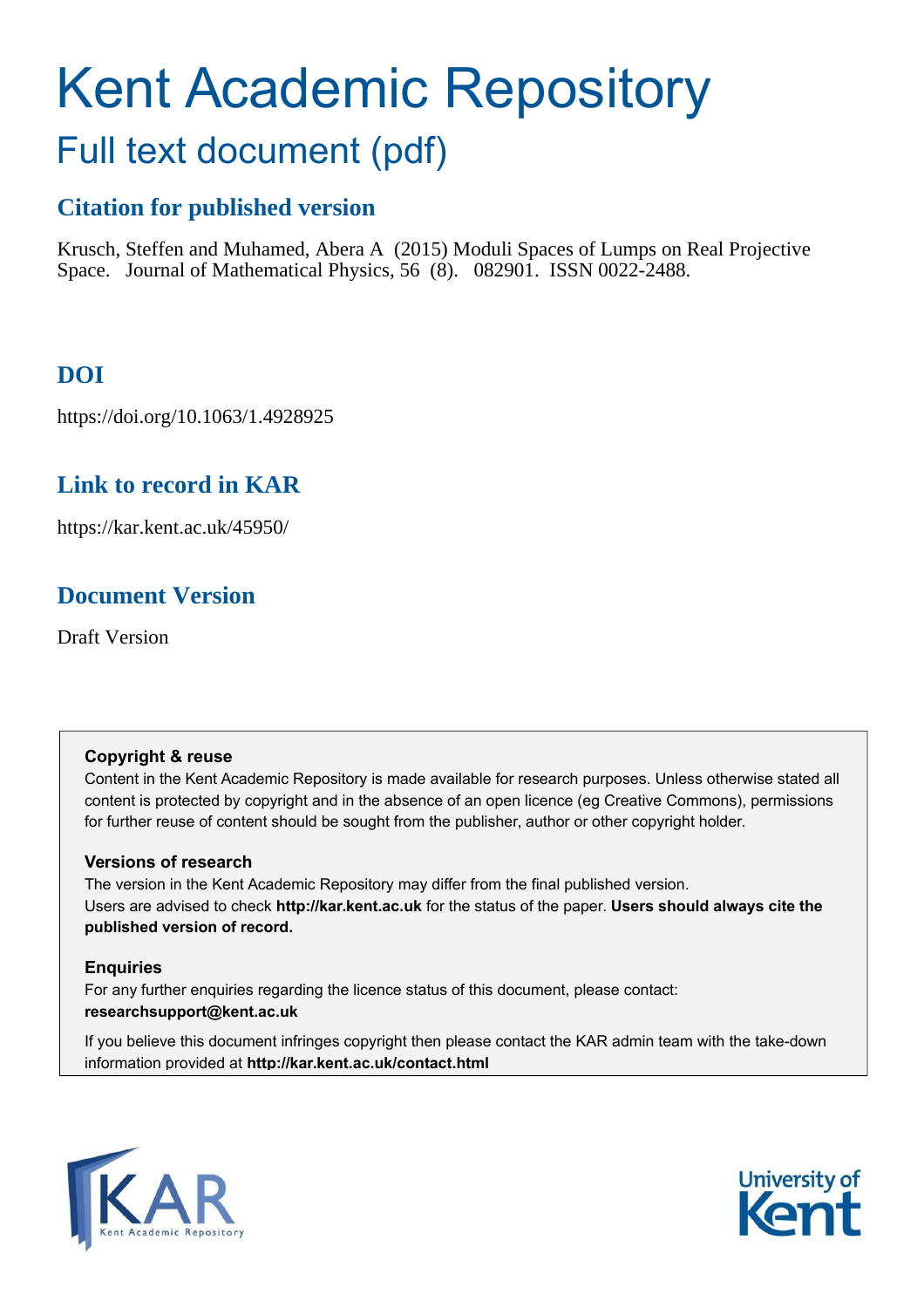# Kent Academic Repository

## Full text document (pdf)

### Citation for published version

Krusch, Steffen and Muhamed, Abera A (2015) Moduli Spaces of Lumps on Real Projective Space. Journal of Mathematical Physics, 56 (8). 082901. ISSN 0022-2488.

### DOI

https://doi.org/10.1063/1.4928925

### Link to record in KAR

https://kar.kent.ac.uk/45950/

### Document Version

Draft Version

**Copyright & reuse**

Content in the Kent Academic Repository is made available for research purposes. Unless otherwise stated all content is protected by copyright and in the absence of an open licence (eg Creative Commons), permissions for further reuse of content should be sought from the publisher, author or other copyright holder.

**Versions of research**

The version in the Kent Academic Repository may differ from the final published version. Users are advised to check **http://kar.kent.ac.uk** for the status of the paper. **Users should always cite the published version of record.**

**Enquiries**

For any further enquiries regarding the licence status of this document, please contact: **researchsupport@kent.ac.uk**

If you believe this document infringes copyright then please contact the KAR admin team with the take-down information provided at **http://kar.kent.ac.uk/contact.html**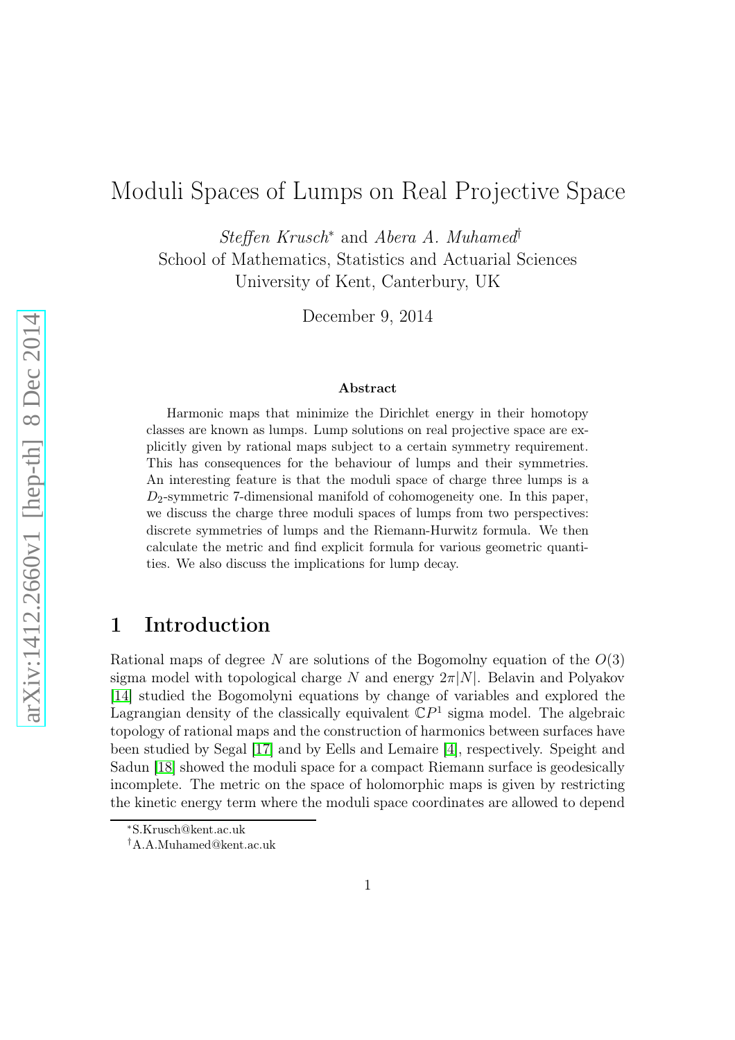# Moduli Spaces of Lumps on Real Projective Space

*Steffen Krusch*[*] and *Abera A. Muhamed*[†]
School of Mathematics, Statistics and Actuarial Sciences
University of Kent, Canterbury, UK

December 9, 2014

### Abstract

Harmonic maps that minimize the Dirichlet energy in their homotopy classes are known as lumps. Lump solutions on real projective space are explicitly given by rational maps subject to a certain symmetry requirement. This has consequences for the behaviour of lumps and their symmetries. An interesting feature is that the moduli space of charge three lumps is a $D_2$-symmetric 7-dimensional manifold of cohomogeneity one. In this paper, we discuss the charge three moduli spaces of lumps from two perspectives: discrete symmetries of lumps and the Riemann-Hurwitz formula. We then calculate the metric and find explicit formula for various geometric quantities. We also discuss the implications for lump decay.

## 1 Introduction

Rational maps of degree $N$ are solutions of the Bogomolny equation of the $O(3)$ sigma model with topological charge $N$ and energy $2\pi|N|$. Belavin and Polyakov [14] studied the Bogomolyni equations by change of variables and explored the Lagrangian density of the classically equivalent $\mathbb{C}P^1$ sigma model. The algebraic topology of rational maps and the construction of harmonics between surfaces have been studied by Segal [17] and by Eells and Lemaire [4], respectively. Speight and Sadun [18] showed the moduli space for a compact Riemann surface is geodesically incomplete. The metric on the space of holomorphic maps is given by restricting the kinetic energy term where the moduli space coordinates are allowed to depend

[*] S.Krusch@kent.ac.uk
[†] A.A.Muhamed@kent.ac.uk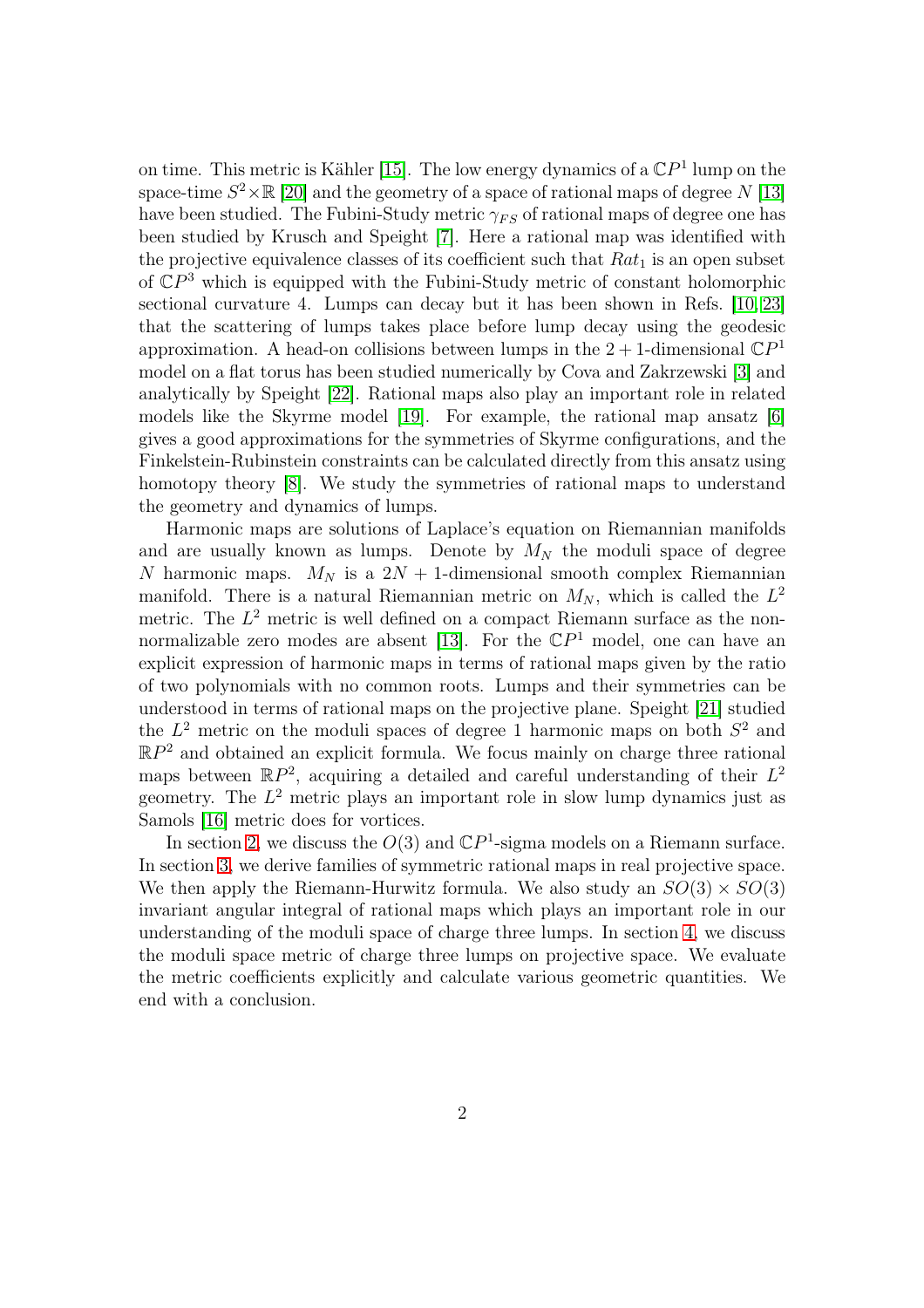on time. This metric is Kähler [15]. The low energy dynamics of a $\mathbb{C}P^1$ lump on the space-time $S^2 \times \mathbb{R}$ [20] and the geometry of a space of rational maps of degree $N$ [13] have been studied. The Fubini-Study metric $\gamma_{FS}$ of rational maps of degree one has been studied by Krusch and Speight [7]. Here a rational map was identified with the projective equivalence classes of its coefficient such that $Rat_1$ is an open subset of $\mathbb{C}P^3$ which is equipped with the Fubini-Study metric of constant holomorphic sectional curvature 4. Lumps can decay but it has been shown in Refs. [10, 23] that the scattering of lumps takes place before lump decay using the geodesic approximation. A head-on collisions between lumps in the $2+1$-dimensional $\mathbb{C}P^1$ model on a flat torus has been studied numerically by Cova and Zakrzewski [3] and analytically by Speight [22]. Rational maps also play an important role in related models like the Skyrme model [19]. For example, the rational map ansatz [6] gives a good approximations for the symmetries of Skyrme configurations, and the Finkelstein-Rubinstein constraints can be calculated directly from this ansatz using homotopy theory [8]. We study the symmetries of rational maps to understand the geometry and dynamics of lumps.

Harmonic maps are solutions of Laplace's equation on Riemannian manifolds and are usually known as lumps. Denote by $M_N$ the moduli space of degree $N$ harmonic maps. $M_N$ is a $2N+1$-dimensional smooth complex Riemannian manifold. There is a natural Riemannian metric on $M_N$, which is called the $L^2$ metric. The $L^2$ metric is well defined on a compact Riemann surface as the non-normalizable zero modes are absent [13]. For the $\mathbb{C}P^1$ model, one can have an explicit expression of harmonic maps in terms of rational maps given by the ratio of two polynomials with no common roots. Lumps and their symmetries can be understood in terms of rational maps on the projective plane. Speight [21] studied the $L^2$ metric on the moduli spaces of degree 1 harmonic maps on both $S^2$ and $\mathbb{R}P^2$ and obtained an explicit formula. We focus mainly on charge three rational maps between $\mathbb{R}P^2$, acquiring a detailed and careful understanding of their $L^2$ geometry. The $L^2$ metric plays an important role in slow lump dynamics just as Samols [16] metric does for vortices.

In section 2, we discuss the $O(3)$ and $\mathbb{C}P^1$-sigma models on a Riemann surface. In section 3, we derive families of symmetric rational maps in real projective space. We then apply the Riemann-Hurwitz formula. We also study an $SO(3) \times SO(3)$ invariant angular integral of rational maps which plays an important role in our understanding of the moduli space of charge three lumps. In section 4, we discuss the moduli space metric of charge three lumps on projective space. We evaluate the metric coefficients explicitly and calculate various geometric quantities. We end with a conclusion.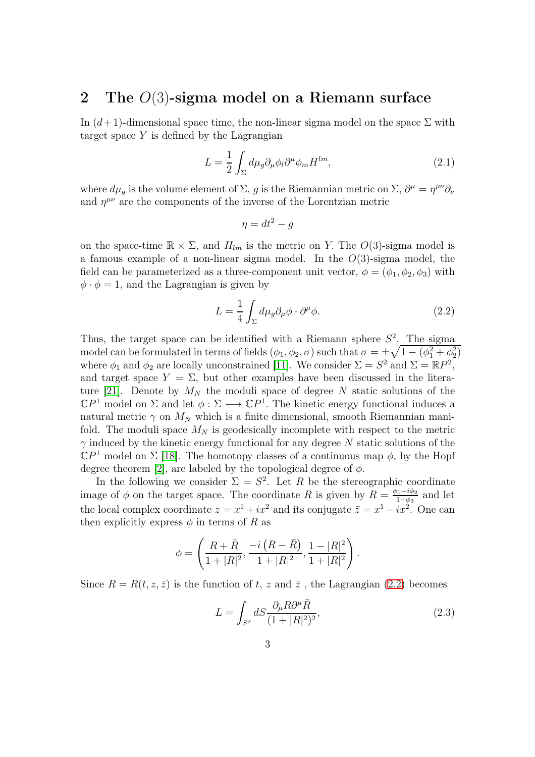## 2 The $O(3)$-sigma model on a Riemann surface

In $(d+1)$-dimensional space time, the non-linear sigma model on the space $\Sigma$ with target space $Y$ is defined by the Lagrangian

$$L = \frac{1}{2}\int_{\Sigma} d\mu_g \partial_\mu \phi_l \partial^\mu \phi_m H^{lm}, \tag{2.1}$$

where $d\mu_g$ is the volume element of $\Sigma$, $g$ is the Riemannian metric on $\Sigma$, $\partial^\mu = \eta^{\mu\nu}\partial_\nu$ and $\eta^{\mu\nu}$ are the components of the inverse of the Lorentzian metric

$$\eta = dt^2 - g$$

on the space-time $\mathbb{R} \times \Sigma$, and $H_{lm}$ is the metric on $Y$. The $O(3)$-sigma model is a famous example of a non-linear sigma model. In the $O(3)$-sigma model, the field can be parameterized as a three-component unit vector, $\phi = (\phi_1, \phi_2, \phi_3)$ with $\phi \cdot \phi = 1$, and the Lagrangian is given by

$$L = \frac{1}{4}\int_{\Sigma} d\mu_g \partial_\mu \phi \cdot \partial^\mu \phi. \tag{2.2}$$

Thus, the target space can be identified with a Riemann sphere $S^2$. The sigma model can be formulated in terms of fields $(\phi_1, \phi_2, \sigma)$ such that $\sigma = \pm\sqrt{1-(\phi_1^2+\phi_2^2)}$ where $\phi_1$ and $\phi_2$ are locally unconstrained [11]. We consider $\Sigma = S^2$ and $\Sigma = \mathbb{R}P^2$, and target space $Y = \Sigma$, but other examples have been discussed in the literature [21]. Denote by $M_N$ the moduli space of degree $N$ static solutions of the $\mathbb{C}P^1$ model on $\Sigma$ and let $\phi : \Sigma \longrightarrow \mathbb{C}P^1$. The kinetic energy functional induces a natural metric $\gamma$ on $M_N$ which is a finite dimensional, smooth Riemannian manifold. The moduli space $M_N$ is geodesically incomplete with respect to the metric $\gamma$ induced by the kinetic energy functional for any degree $N$ static solutions of the $\mathbb{C}P^1$ model on $\Sigma$ [18]. The homotopy classes of a continuous map $\phi$, by the Hopf degree theorem [2], are labeled by the topological degree of $\phi$.

In the following we consider $\Sigma = S^2$. Let $R$ be the stereographic coordinate image of $\phi$ on the target space. The coordinate $R$ is given by $R = \frac{\phi_1 + i\phi_2}{1+\phi_3}$ and let the local complex coordinate $z = x^1 + ix^2$ and its conjugate $\bar{z} = x^1 - ix^2$. One can then explicitly express $\phi$ in terms of $R$ as

$$\phi = \left(\frac{R+\bar{R}}{1+|R|^2}, \frac{-i\left(R-\bar{R}\right)}{1+|R|^2}, \frac{1-|R|^2}{1+|R|^2}\right).$$

Since $R = R(t, z, \bar{z})$ is the function of $t$, $z$ and $\bar{z}$ , the Lagrangian (2.2) becomes

$$L = \int_{S^2} dS \frac{\partial_\mu R \partial^\mu \bar{R}}{(1+|R|^2)^2}, \tag{2.3}$$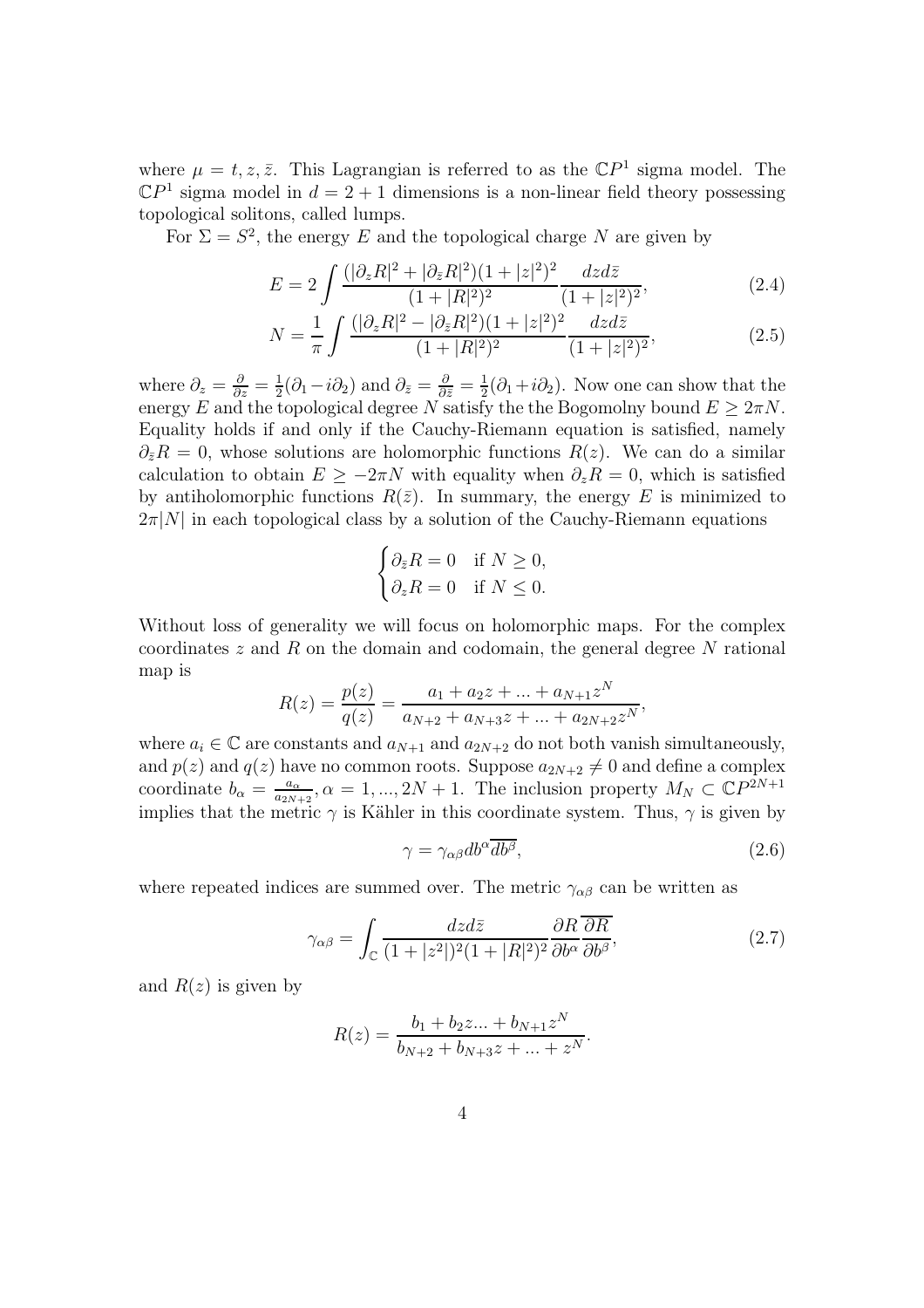where $\mu = t, z, \bar{z}$. This Lagrangian is referred to as the $\mathbb{C}P^1$ sigma model. The $\mathbb{C}P^1$ sigma model in $d = 2+1$ dimensions is a non-linear field theory possessing topological solitons, called lumps.

For $\Sigma = S^2$, the energy $E$ and the topological charge $N$ are given by

$$E = 2\int \frac{(|\partial_z R|^2 + |\partial_{\bar{z}} R|^2)(1+|z|^2)^2}{(1+|R|^2)^2} \frac{dzd\bar{z}}{(1+|z|^2)^2}, \tag{2.4}$$

$$N = \frac{1}{\pi}\int \frac{(|\partial_z R|^2 - |\partial_{\bar{z}} R|^2)(1+|z|^2)^2}{(1+|R|^2)^2} \frac{dzd\bar{z}}{(1+|z|^2)^2}, \tag{2.5}$$

where $\partial_z = \frac{\partial}{\partial z} = \frac{1}{2}(\partial_1 - i\partial_2)$ and $\partial_{\bar{z}} = \frac{\partial}{\partial \bar{z}} = \frac{1}{2}(\partial_1 + i\partial_2)$. Now one can show that the energy $E$ and the topological degree $N$ satisfy the the Bogomolny bound $E \geq 2\pi N$. Equality holds if and only if the Cauchy-Riemann equation is satisfied, namely $\partial_{\bar{z}} R = 0$, whose solutions are holomorphic functions $R(z)$. We can do a similar calculation to obtain $E \geq -2\pi N$ with equality when $\partial_z R = 0$, which is satisfied by antiholomorphic functions $R(\bar{z})$. In summary, the energy $E$ is minimized to $2\pi|N|$ in each topological class by a solution of the Cauchy-Riemann equations

$$\begin{cases} \partial_{\bar{z}} R = 0 & \text{if } N \geq 0, \\ \partial_z R = 0 & \text{if } N \leq 0. \end{cases}$$

Without loss of generality we will focus on holomorphic maps. For the complex coordinates $z$ and $R$ on the domain and codomain, the general degree $N$ rational map is

$$R(z) = \frac{p(z)}{q(z)} = \frac{a_1 + a_2 z + ... + a_{N+1} z^N}{a_{N+2} + a_{N+3} z + ... + a_{2N+2} z^N},$$

where $a_i \in \mathbb{C}$ are constants and $a_{N+1}$ and $a_{2N+2}$ do not both vanish simultaneously, and $p(z)$ and $q(z)$ have no common roots. Suppose $a_{2N+2} \neq 0$ and define a complex coordinate $b_\alpha = \frac{a_\alpha}{a_{2N+2}}, \alpha = 1, ..., 2N+1$. The inclusion property $M_N \subset \mathbb{C}P^{2N+1}$ implies that the metric $\gamma$ is Kähler in this coordinate system. Thus, $\gamma$ is given by

$$\gamma = \gamma_{\alpha\beta} db^\alpha \overline{db^\beta}, \tag{2.6}$$

where repeated indices are summed over. The metric $\gamma_{\alpha\beta}$ can be written as

$$\gamma_{\alpha\beta} = \int_{\mathbb{C}} \frac{dzd\bar{z}}{(1+|z^2|)^2(1+|R|^2)^2} \frac{\partial R}{\partial b^\alpha} \overline{\frac{\partial R}{\partial b^\beta}}, \tag{2.7}$$

and $R(z)$ is given by

$$R(z) = \frac{b_1 + b_2 z ... + b_{N+1} z^N}{b_{N+2} + b_{N+3} z + ... + z^N}.$$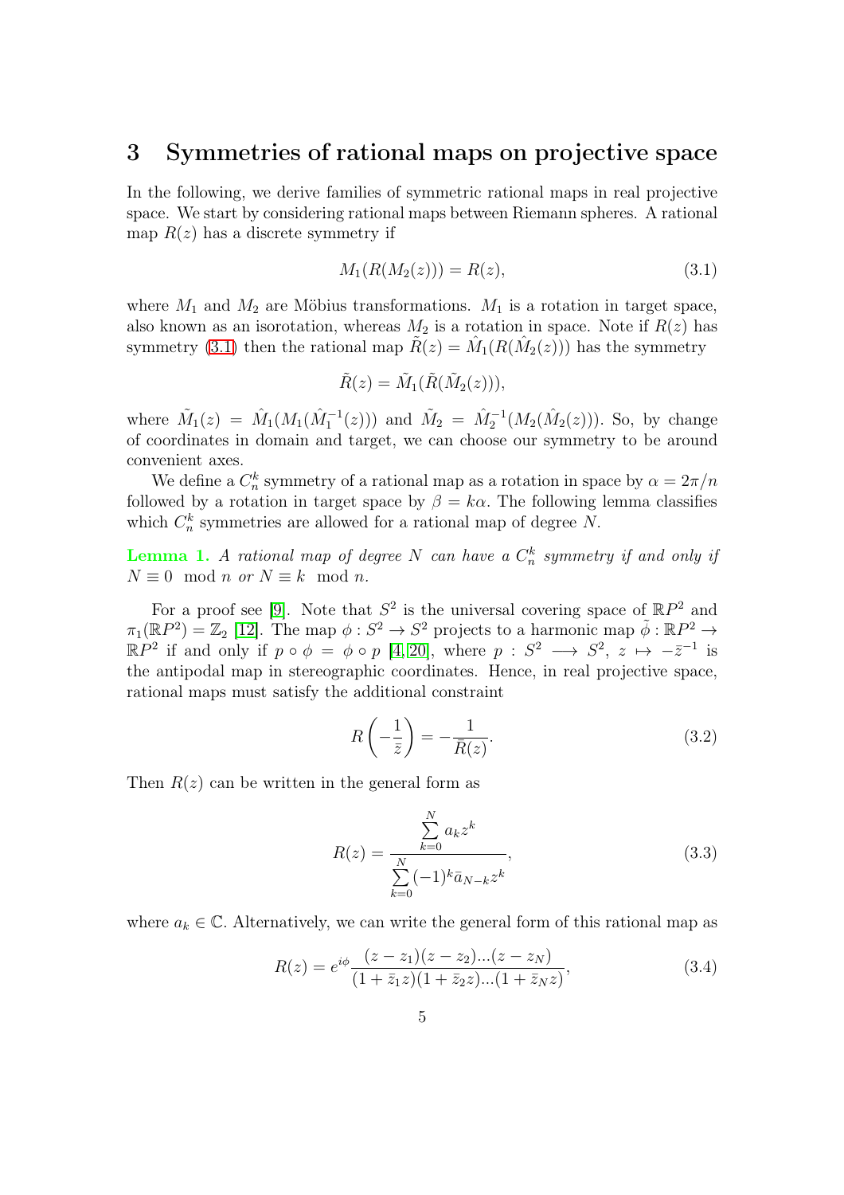## 3 Symmetries of rational maps on projective space

In the following, we derive families of symmetric rational maps in real projective space. We start by considering rational maps between Riemann spheres. A rational map $R(z)$ has a discrete symmetry if

$$M_1(R(M_2(z))) = R(z), \tag{3.1}$$

where $M_1$ and $M_2$ are Möbius transformations. $M_1$ is a rotation in target space, also known as an isorotation, whereas $M_2$ is a rotation in space. Note if $R(z)$ has symmetry (3.1) then the rational map $\tilde{R}(z) = \hat{M}_1(R(\hat{M}_2(z)))$ has the symmetry

$$\tilde{R}(z) = \tilde{M}_1(\tilde{R}(\tilde{M}_2(z))),$$

where $\tilde{M}_1(z) = \hat{M}_1(M_1(\hat{M}_1^{-1}(z)))$ and $\tilde{M}_2 = \hat{M}_2^{-1}(M_2(\hat{M}_2(z)))$. So, by change of coordinates in domain and target, we can choose our symmetry to be around convenient axes.

We define a $C_n^k$ symmetry of a rational map as a rotation in space by $\alpha = 2\pi/n$ followed by a rotation in target space by $\beta = k\alpha$. The following lemma classifies which $C_n^k$ symmetries are allowed for a rational map of degree $N$.

**Lemma 1.** *A rational map of degree $N$ can have a $C_n^k$ symmetry if and only if $N \equiv 0 \mod n$ or $N \equiv k \mod n$.*

For a proof see [9]. Note that $S^2$ is the universal covering space of $\mathbb{R}P^2$ and $\pi_1(\mathbb{R}P^2) = \mathbb{Z}_2$ [12]. The map $\phi : S^2 \to S^2$ projects to a harmonic map $\tilde{\phi} : \mathbb{R}P^2 \to \mathbb{R}P^2$ if and only if $p \circ \phi = \phi \circ p$ [4,20], where $p : S^2 \longrightarrow S^2$, $z \mapsto -\bar{z}^{-1}$ is the antipodal map in stereographic coordinates. Hence, in real projective space, rational maps must satisfy the additional constraint

$$R\left(-\frac{1}{\bar{z}}\right) = -\frac{1}{\bar{R}(z)}. \tag{3.2}$$

Then $R(z)$ can be written in the general form as

$$R(z) = \frac{\sum\limits_{k=0}^{N} a_k z^k}{\sum\limits_{k=0}^{N} (-1)^k \bar{a}_{N-k} z^k}, \tag{3.3}$$

where $a_k \in \mathbb{C}$. Alternatively, we can write the general form of this rational map as

$$R(z) = e^{i\phi} \frac{(z - z_1)(z - z_2)...(z - z_N)}{(1 + \bar{z}_1 z)(1 + \bar{z}_2 z)...(1 + \bar{z}_N z)}, \tag{3.4}$$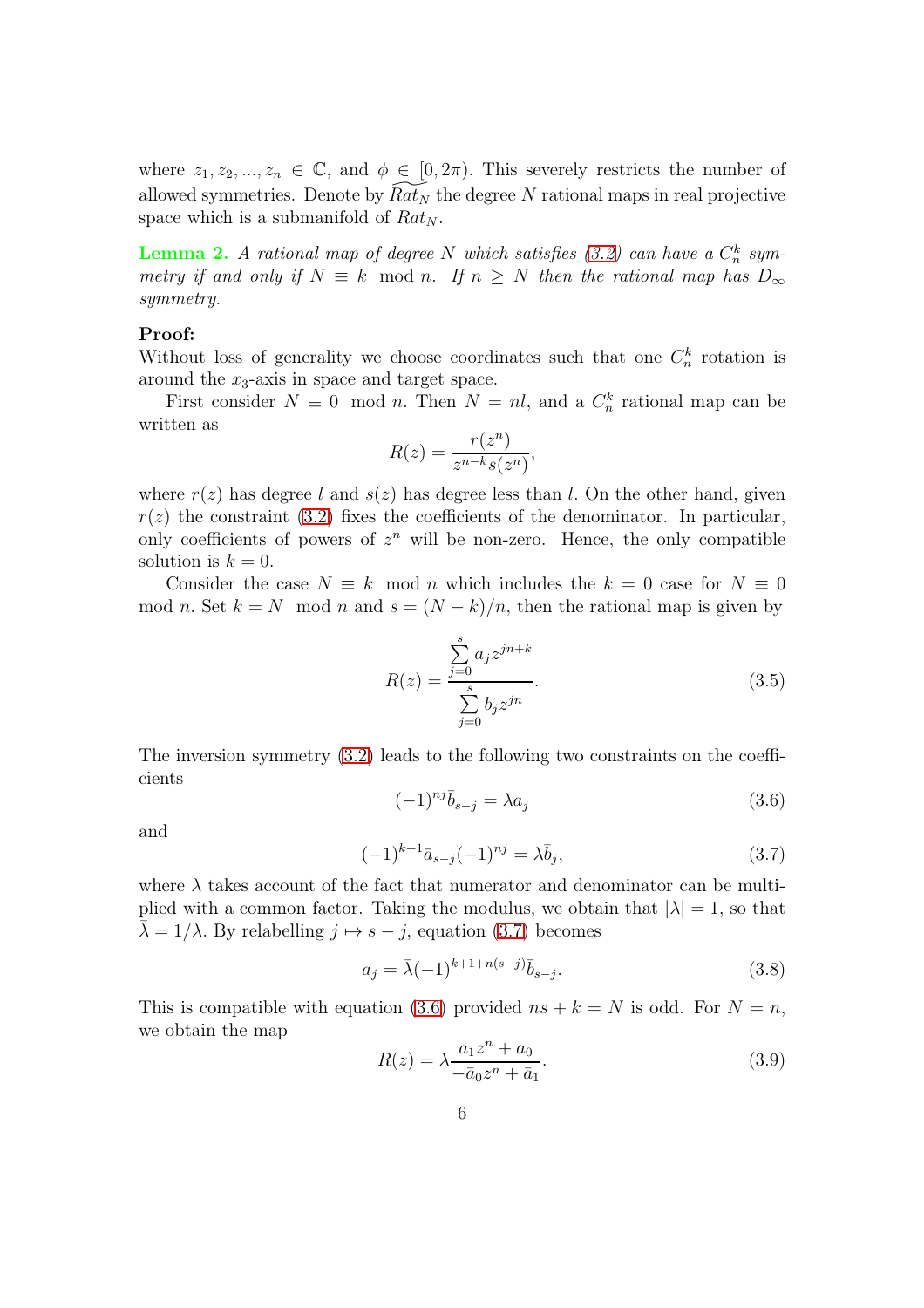where $z_1, z_2, ..., z_n \in \mathbb{C}$, and $\phi \in [0, 2\pi)$. This severely restricts the number of allowed symmetries. Denote by $\widetilde{Rat}_N$ the degree $N$ rational maps in real projective space which is a submanifold of $Rat_N$.

**Lemma 2.** *A rational map of degree $N$ which satisfies (3.2) can have a $C_n^k$ symmetry if and only if $N \equiv k \mod n$. If $n \geq N$ then the rational map has $D_\infty$ symmetry.*

**Proof:**
Without loss of generality we choose coordinates such that one $C_n^k$ rotation is around the $x_3$-axis in space and target space.

First consider $N \equiv 0 \mod n$. Then $N = nl$, and a $C_n^k$ rational map can be written as

$$R(z) = \frac{r(z^n)}{z^{n-k}s(z^n)},$$

where $r(z)$ has degree $l$ and $s(z)$ has degree less than $l$. On the other hand, given $r(z)$ the constraint (3.2) fixes the coefficients of the denominator. In particular, only coefficients of powers of $z^n$ will be non-zero. Hence, the only compatible solution is $k = 0$.

Consider the case $N \equiv k \mod n$ which includes the $k = 0$ case for $N \equiv 0 \mod n$. Set $k = N \mod n$ and $s = (N - k)/n$, then the rational map is given by

$$R(z) = \frac{\sum\limits_{j=0}^{s} a_j z^{jn+k}}{\sum\limits_{j=0}^{s} b_j z^{jn}}. \tag{3.5}$$

The inversion symmetry (3.2) leads to the following two constraints on the coefficients

$$(-1)^{nj}\bar{b}_{s-j} = \lambda a_j \tag{3.6}$$

and

$$(-1)^{k+1}\bar{a}_{s-j}(-1)^{nj} = \lambda \bar{b}_j, \tag{3.7}$$

where $\lambda$ takes account of the fact that numerator and denominator can be multiplied with a common factor. Taking the modulus, we obtain that $|\lambda| = 1$, so that $\bar{\lambda} = 1/\lambda$. By relabelling $j \mapsto s - j$, equation (3.7) becomes

$$a_j = \bar{\lambda}(-1)^{k+1+n(s-j)}\bar{b}_{s-j}. \tag{3.8}$$

This is compatible with equation (3.6) provided $ns + k = N$ is odd. For $N = n$, we obtain the map

$$R(z) = \lambda \frac{a_1 z^n + a_0}{-\bar{a}_0 z^n + \bar{a}_1}. \tag{3.9}$$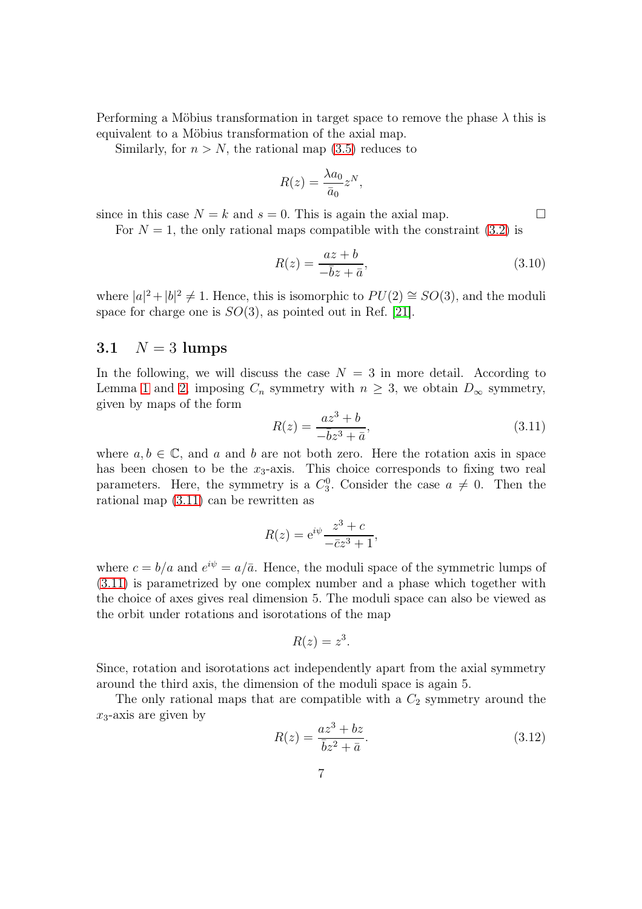Performing a Möbius transformation in target space to remove the phase $\lambda$ this is equivalent to a Möbius transformation of the axial map.

Similarly, for $n > N$, the rational map (3.5) reduces to

$$R(z) = \frac{\lambda a_0}{\bar{a}_0} z^N,$$

since in this case $N = k$ and $s = 0$. This is again the axial map. □

For $N = 1$, the only rational maps compatible with the constraint (3.2) is

$$R(z) = \frac{az + b}{-\bar{b}z + \bar{a}}, \tag{3.10}$$

where $|a|^2 + |b|^2 \neq 1$. Hence, this is isomorphic to $PU(2) \cong SO(3)$, and the moduli space for charge one is $SO(3)$, as pointed out in Ref. [21].

## 3.1 $N = 3$ lumps

In the following, we will discuss the case $N = 3$ in more detail. According to Lemma 1 and 2, imposing $C_n$ symmetry with $n \geq 3$, we obtain $D_\infty$ symmetry, given by maps of the form

$$R(z) = \frac{az^3 + b}{-\bar{b}z^3 + \bar{a}}, \tag{3.11}$$

where $a, b \in \mathbb{C}$, and $a$ and $b$ are not both zero. Here the rotation axis in space has been chosen to be the $x_3$-axis. This choice corresponds to fixing two real parameters. Here, the symmetry is a $C_3^0$. Consider the case $a \neq 0$. Then the rational map (3.11) can be rewritten as

$$R(z) = \mathrm{e}^{i\psi} \frac{z^3 + c}{-\bar{c}z^3 + 1},$$

where $c = b/a$ and $e^{i\psi} = a/\bar{a}$. Hence, the moduli space of the symmetric lumps of (3.11) is parametrized by one complex number and a phase which together with the choice of axes gives real dimension 5. The moduli space can also be viewed as the orbit under rotations and isorotations of the map

$$R(z) = z^3.$$

Since, rotation and isorotations act independently apart from the axial symmetry around the third axis, the dimension of the moduli space is again 5.

The only rational maps that are compatible with a $C_2$ symmetry around the $x_3$-axis are given by

$$R(z) = \frac{az^3 + bz}{\bar{b}z^2 + \bar{a}}. \tag{3.12}$$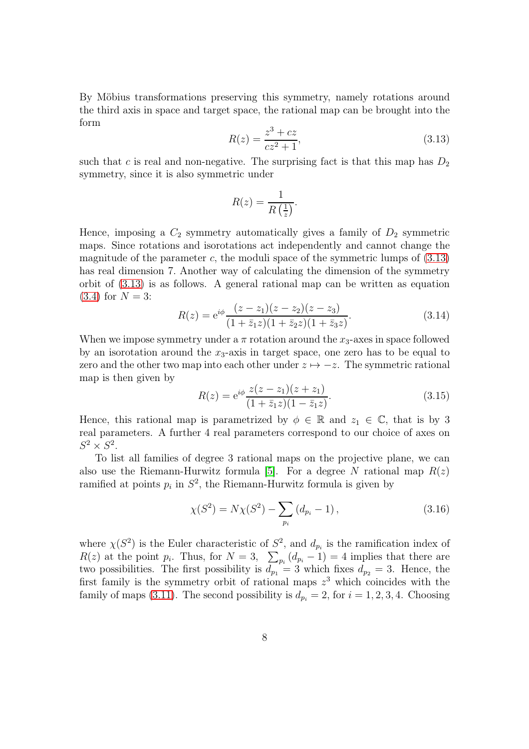By Möbius transformations preserving this symmetry, namely rotations around the third axis in space and target space, the rational map can be brought into the form

$$R(z) = \frac{z^3 + cz}{cz^2 + 1}, \tag{3.13}$$

such that $c$ is real and non-negative. The surprising fact is that this map has $D_2$ symmetry, since it is also symmetric under

$$R(z) = \frac{1}{R\left(\frac{1}{z}\right)}.$$

Hence, imposing a $C_2$ symmetry automatically gives a family of $D_2$ symmetric maps. Since rotations and isorotations act independently and cannot change the magnitude of the parameter $c$, the moduli space of the symmetric lumps of (3.13) has real dimension 7. Another way of calculating the dimension of the symmetry orbit of (3.13) is as follows. A general rational map can be written as equation (3.4) for $N = 3$:

$$R(z) = \mathrm{e}^{i\phi} \frac{(z - z_1)(z - z_2)(z - z_3)}{(1 + \bar{z}_1 z)(1 + \bar{z}_2 z)(1 + \bar{z}_3 z)}. \tag{3.14}$$

When we impose symmetry under a $\pi$ rotation around the $x_3$-axes in space followed by an isorotation around the $x_3$-axis in target space, one zero has to be equal to zero and the other two map into each other under $z \mapsto -z$. The symmetric rational map is then given by

$$R(z) = \mathrm{e}^{i\phi} \frac{z(z - z_1)(z + z_1)}{(1 + \bar{z}_1 z)(1 - \bar{z}_1 z)}. \tag{3.15}$$

Hence, this rational map is parametrized by $\phi \in \mathbb{R}$ and $z_1 \in \mathbb{C}$, that is by 3 real parameters. A further 4 real parameters correspond to our choice of axes on $S^2 \times S^2$.

To list all families of degree 3 rational maps on the projective plane, we can also use the Riemann-Hurwitz formula [5]. For a degree $N$ rational map $R(z)$ ramified at points $p_i$ in $S^2$, the Riemann-Hurwitz formula is given by

$$\chi(S^2) = N\chi(S^2) - \sum_{p_i} (d_{p_i} - 1), \tag{3.16}$$

where $\chi(S^2)$ is the Euler characteristic of $S^2$, and $d_{p_i}$ is the ramification index of $R(z)$ at the point $p_i$. Thus, for $N = 3$, $\sum_{p_i} (d_{p_i} - 1) = 4$ implies that there are two possibilities. The first possibility is $d_{p_1} = 3$ which fixes $d_{p_2} = 3$. Hence, the first family is the symmetry orbit of rational maps $z^3$ which coincides with the family of maps (3.11). The second possibility is $d_{p_i} = 2$, for $i = 1, 2, 3, 4$. Choosing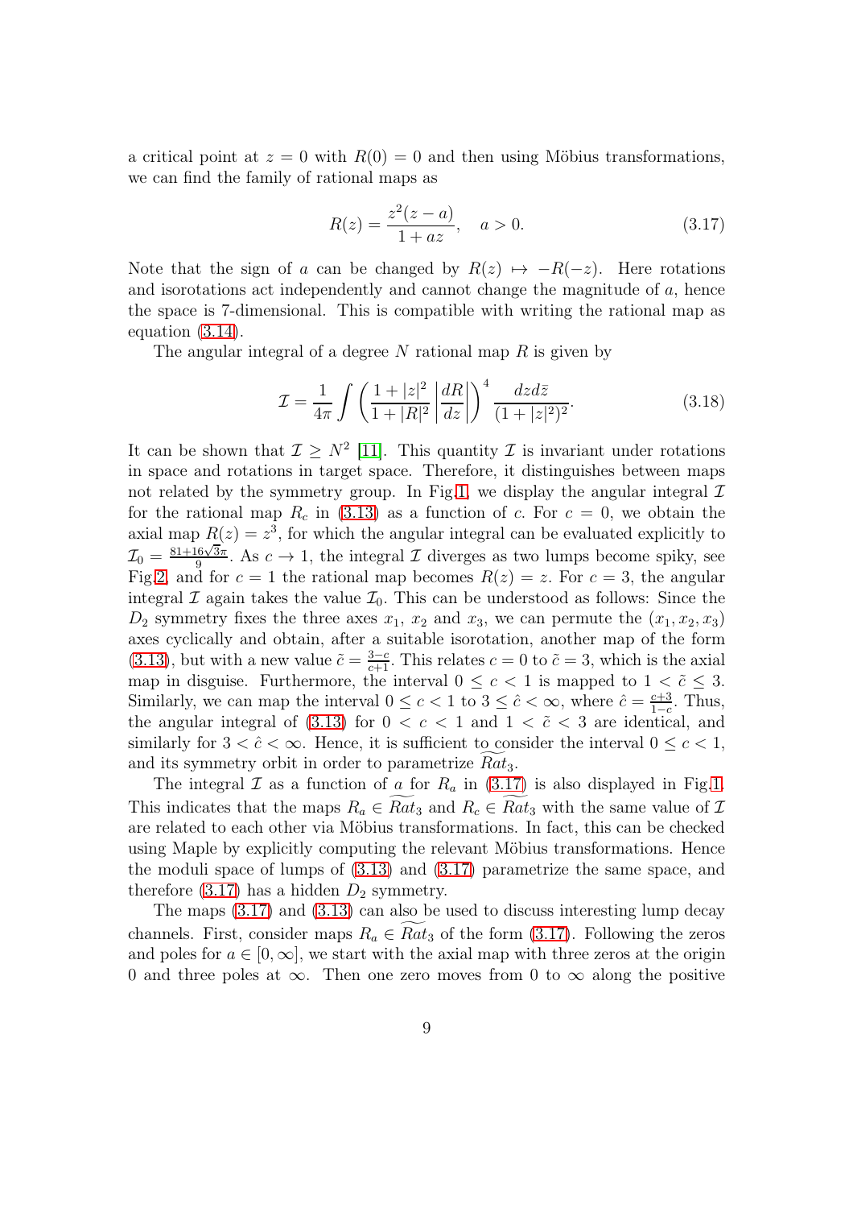a critical point at $z = 0$ with $R(0) = 0$ and then using Möbius transformations, we can find the family of rational maps as

$$R(z) = \frac{z^2(z-a)}{1+az}, \quad a > 0. \tag{3.17}$$

Note that the sign of $a$ can be changed by $R(z) \mapsto -R(-z)$. Here rotations and isorotations act independently and cannot change the magnitude of $a$, hence the space is 7-dimensional. This is compatible with writing the rational map as equation (3.14).

The angular integral of a degree $N$ rational map $R$ is given by

$$\mathcal{I} = \frac{1}{4\pi} \int \left( \frac{1+|z|^2}{1+|R|^2} \left| \frac{dR}{dz} \right| \right)^4 \frac{dz d\bar{z}}{(1+|z|^2)^2}. \tag{3.18}$$

It can be shown that $\mathcal{I} \geq N^2$ [11]. This quantity $\mathcal{I}$ is invariant under rotations in space and rotations in target space. Therefore, it distinguishes between maps not related by the symmetry group. In Fig.1, we display the angular integral $\mathcal{I}$ for the rational map $R_c$ in (3.13) as a function of $c$. For $c = 0$, we obtain the axial map $R(z) = z^3$, for which the angular integral can be evaluated explicitly to $\mathcal{I}_0 = \frac{81+16\sqrt{3}\pi}{9}$. As $c \to 1$, the integral $\mathcal{I}$ diverges as two lumps become spiky, see Fig.2, and for $c = 1$ the rational map becomes $R(z) = z$. For $c = 3$, the angular integral $\mathcal{I}$ again takes the value $\mathcal{I}_0$. This can be understood as follows: Since the $D_2$ symmetry fixes the three axes $x_1$, $x_2$ and $x_3$, we can permute the $(x_1, x_2, x_3)$ axes cyclically and obtain, after a suitable isorotation, another map of the form (3.13), but with a new value $\tilde{c} = \frac{3-c}{c+1}$. This relates $c = 0$ to $\tilde{c} = 3$, which is the axial map in disguise. Furthermore, the interval $0 \leq c < 1$ is mapped to $1 < \tilde{c} \leq 3$. Similarly, we can map the interval $0 \leq c < 1$ to $3 \leq \hat{c} < \infty$, where $\hat{c} = \frac{c+3}{1-c}$. Thus, the angular integral of (3.13) for $0 < c < 1$ and $1 < \tilde{c} < 3$ are identical, and similarly for $3 < \hat{c} < \infty$. Hence, it is sufficient to consider the interval $0 \leq c < 1$, and its symmetry orbit in order to parametrize $\widetilde{Rat}_3$.

The integral $\mathcal{I}$ as a function of $a$ for $R_a$ in (3.17) is also displayed in Fig.1. This indicates that the maps $R_a \in \widetilde{Rat}_3$ and $R_c \in \widetilde{Rat}_3$ with the same value of $\mathcal{I}$ are related to each other via Möbius transformations. In fact, this can be checked using Maple by explicitly computing the relevant Möbius transformations. Hence the moduli space of lumps of (3.13) and (3.17) parametrize the same space, and therefore (3.17) has a hidden $D_2$ symmetry.

The maps (3.17) and (3.13) can also be used to discuss interesting lump decay channels. First, consider maps $R_a \in \widetilde{Rat}_3$ of the form (3.17). Following the zeros and poles for $a \in [0, \infty]$, we start with the axial map with three zeros at the origin 0 and three poles at $\infty$. Then one zero moves from 0 to $\infty$ along the positive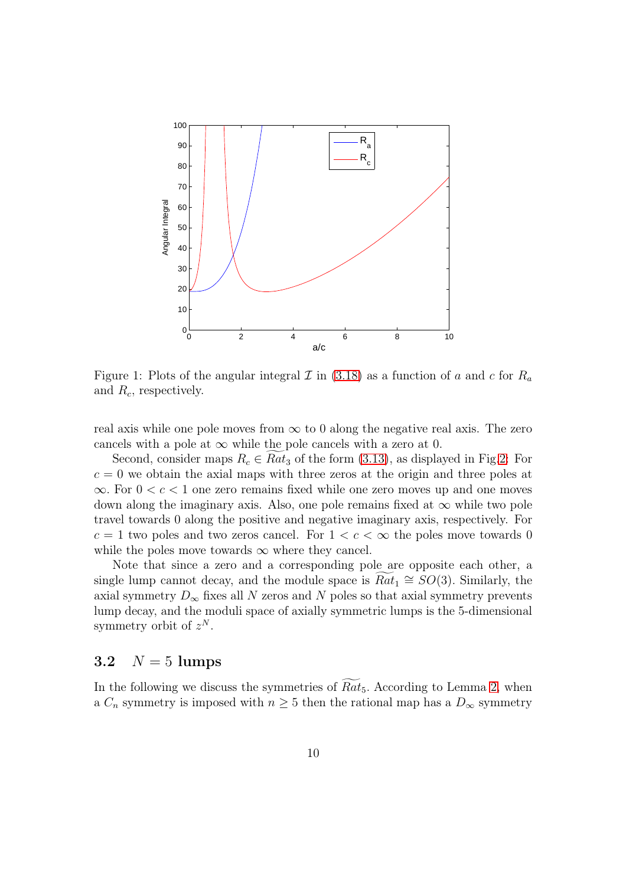Figure 1: Plots of the angular integral $\mathcal{I}$ in (3.18) as a function of $a$ and $c$ for $R_a$ and $R_c$, respectively.

real axis while one pole moves from $\infty$ to 0 along the negative real axis. The zero cancels with a pole at $\infty$ while the pole cancels with a zero at 0.

Second, consider maps $R_c \in \widetilde{Rat}_3$ of the form (3.13), as displayed in Fig.2: For $c = 0$ we obtain the axial maps with three zeros at the origin and three poles at $\infty$. For $0 < c < 1$ one zero remains fixed while one zero moves up and one moves down along the imaginary axis. Also, one pole remains fixed at $\infty$ while two pole travel towards 0 along the positive and negative imaginary axis, respectively. For $c = 1$ two poles and two zeros cancel. For $1 < c < \infty$ the poles move towards 0 while the poles move towards $\infty$ where they cancel.

Note that since a zero and a corresponding pole are opposite each other, a single lump cannot decay, and the module space is $\widetilde{Rat}_1 \cong SO(3)$. Similarly, the axial symmetry $D_\infty$ fixes all $N$ zeros and $N$ poles so that axial symmetry prevents lump decay, and the moduli space of axially symmetric lumps is the 5-dimensional symmetry orbit of $z^N$.

### 3.2 $N = 5$ lumps

In the following we discuss the symmetries of $\widetilde{Rat}_5$. According to Lemma 2, when a $C_n$ symmetry is imposed with $n \geq 5$ then the rational map has a $D_\infty$ symmetry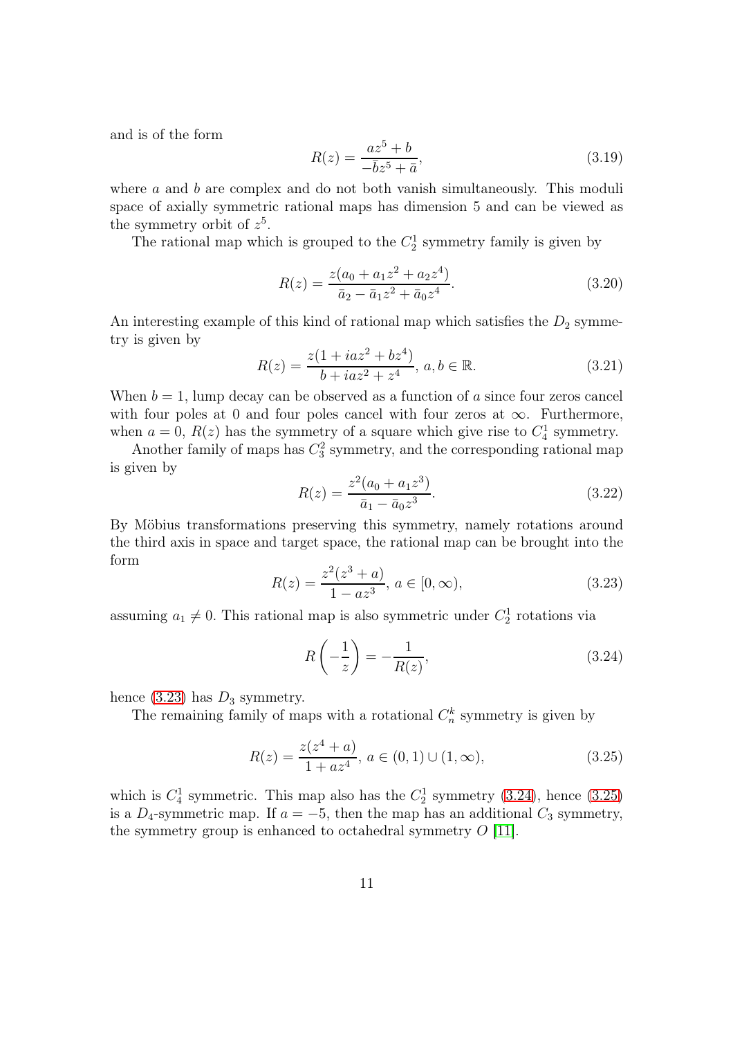and is of the form

$$R(z) = \frac{az^5 + b}{-\bar{b}z^5 + \bar{a}}, \tag{3.19}$$

where $a$ and $b$ are complex and do not both vanish simultaneously. This moduli space of axially symmetric rational maps has dimension 5 and can be viewed as the symmetry orbit of $z^5$.

The rational map which is grouped to the $C_2^1$ symmetry family is given by

$$R(z) = \frac{z(a_0 + a_1 z^2 + a_2 z^4)}{\bar{a}_2 - \bar{a}_1 z^2 + \bar{a}_0 z^4}. \tag{3.20}$$

An interesting example of this kind of rational map which satisfies the $D_2$ symmetry is given by

$$R(z) = \frac{z(1 + iaz^2 + bz^4)}{b + iaz^2 + z^4},\ a, b \in \mathbb{R}. \tag{3.21}$$

When $b = 1$, lump decay can be observed as a function of $a$ since four zeros cancel with four poles at 0 and four poles cancel with four zeros at $\infty$. Furthermore, when $a = 0$, $R(z)$ has the symmetry of a square which give rise to $C_4^1$ symmetry.

Another family of maps has $C_3^2$ symmetry, and the corresponding rational map is given by

$$R(z) = \frac{z^2(a_0 + a_1 z^3)}{\bar{a}_1 - \bar{a}_0 z^3}. \tag{3.22}$$

By Möbius transformations preserving this symmetry, namely rotations around the third axis in space and target space, the rational map can be brought into the form

$$R(z) = \frac{z^2(z^3 + a)}{1 - az^3},\ a \in [0, \infty), \tag{3.23}$$

assuming $a_1 \neq 0$. This rational map is also symmetric under $C_2^1$ rotations via

$$R\left(-\frac{1}{z}\right) = -\frac{1}{R(z)}, \tag{3.24}$$

hence (3.23) has $D_3$ symmetry.

The remaining family of maps with a rotational $C_n^k$ symmetry is given by

$$R(z) = \frac{z(z^4 + a)}{1 + az^4},\ a \in (0, 1) \cup (1, \infty), \tag{3.25}$$

which is $C_4^1$ symmetric. This map also has the $C_2^1$ symmetry (3.24), hence (3.25) is a $D_4$-symmetric map. If $a = -5$, then the map has an additional $C_3$ symmetry, the symmetry group is enhanced to octahedral symmetry $O$ [11].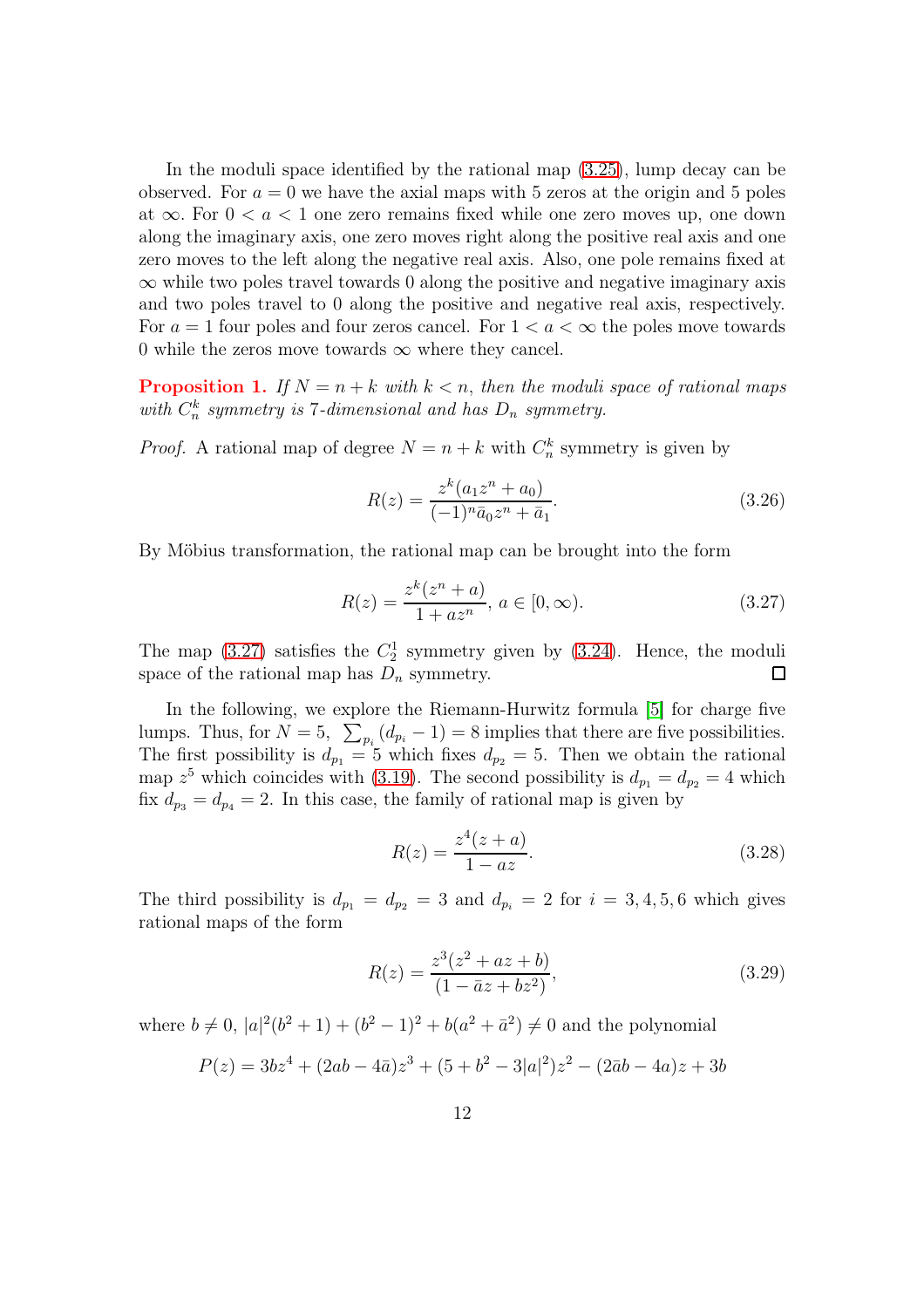In the moduli space identified by the rational map (3.25), lump decay can be observed. For $a = 0$ we have the axial maps with 5 zeros at the origin and 5 poles at $\infty$. For $0 < a < 1$ one zero remains fixed while one zero moves up, one down along the imaginary axis, one zero moves right along the positive real axis and one zero moves to the left along the negative real axis. Also, one pole remains fixed at $\infty$ while two poles travel towards 0 along the positive and negative imaginary axis and two poles travel to 0 along the positive and negative real axis, respectively. For $a = 1$ four poles and four zeros cancel. For $1 < a < \infty$ the poles move towards 0 while the zeros move towards $\infty$ where they cancel.

**Proposition 1.** *If $N = n + k$ with $k < n$, then the moduli space of rational maps with $C_n^k$ symmetry is 7-dimensional and has $D_n$ symmetry.*

*Proof.* A rational map of degree $N = n + k$ with $C_n^k$ symmetry is given by

$$R(z) = \frac{z^k(a_1 z^n + a_0)}{(-1)^n \bar{a}_0 z^n + \bar{a}_1}. \tag{3.26}$$

By Möbius transformation, the rational map can be brought into the form

$$R(z) = \frac{z^k(z^n + a)}{1 + az^n}, \; a \in [0, \infty). \tag{3.27}$$

The map (3.27) satisfies the $C_2^1$ symmetry given by (3.24). Hence, the moduli space of the rational map has $D_n$ symmetry. $\square$

In the following, we explore the Riemann-Hurwitz formula [5] for charge five lumps. Thus, for $N = 5$, $\sum_{p_i}(d_{p_i} - 1) = 8$ implies that there are five possibilities. The first possibility is $d_{p_1} = 5$ which fixes $d_{p_2} = 5$. Then we obtain the rational map $z^5$ which coincides with (3.19). The second possibility is $d_{p_1} = d_{p_2} = 4$ which fix $d_{p_3} = d_{p_4} = 2$. In this case, the family of rational map is given by

$$R(z) = \frac{z^4(z + a)}{1 - az}. \tag{3.28}$$

The third possibility is $d_{p_1} = d_{p_2} = 3$ and $d_{p_i} = 2$ for $i = 3, 4, 5, 6$ which gives rational maps of the form

$$R(z) = \frac{z^3(z^2 + az + b)}{(1 - \bar{a}z + bz^2)}, \tag{3.29}$$

where $b \neq 0$, $|a|^2(b^2 + 1) + (b^2 - 1)^2 + b(a^2 + \bar{a}^2) \neq 0$ and the polynomial

$$P(z) = 3bz^4 + (2ab - 4\bar{a})z^3 + (5 + b^2 - 3|a|^2)z^2 - (2\bar{a}b - 4a)z + 3b$$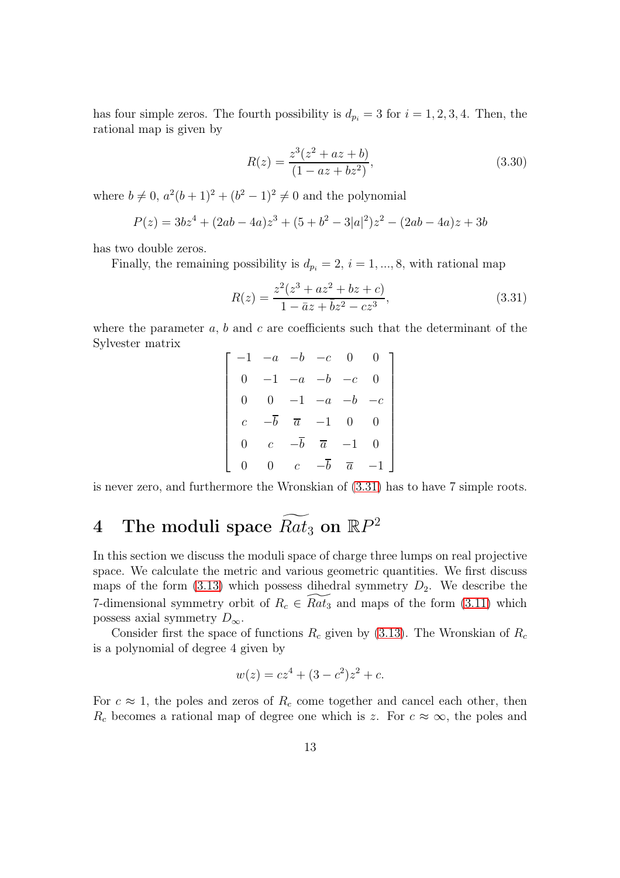has four simple zeros. The fourth possibility is $d_{p_i} = 3$ for $i = 1, 2, 3, 4$. Then, the rational map is given by

$$R(z) = \frac{z^3(z^2 + az + b)}{(1 - az + bz^2)}, \tag{3.30}$$

where $b \neq 0$, $a^2(b+1)^2 + (b^2 - 1)^2 \neq 0$ and the polynomial

$$P(z) = 3bz^4 + (2ab - 4a)z^3 + (5 + b^2 - 3|a|^2)z^2 - (2ab - 4a)z + 3b$$

has two double zeros.

Finally, the remaining possibility is $d_{p_i} = 2$, $i = 1, ..., 8$, with rational map

$$R(z) = \frac{z^2(z^3 + az^2 + bz + c)}{1 - \bar{a}z + \bar{b}z^2 - cz^3}, \tag{3.31}$$

where the parameter $a$, $b$ and $c$ are coefficients such that the determinant of the Sylvester matrix

$$\begin{bmatrix} -1 & -a & -b & -c & 0 & 0 \\ 0 & -1 & -a & -b & -c & 0 \\ 0 & 0 & -1 & -a & -b & -c \\ c & -\overline{b} & \overline{a} & -1 & 0 & 0 \\ 0 & c & -\overline{b} & \overline{a} & -1 & 0 \\ 0 & 0 & c & -\overline{b} & \overline{a} & -1 \end{bmatrix}$$

is never zero, and furthermore the Wronskian of (3.31) has to have 7 simple roots.

# 4 The moduli space $\widetilde{Rat}_3$ on $\mathbb{R}P^2$

In this section we discuss the moduli space of charge three lumps on real projective space. We calculate the metric and various geometric quantities. We first discuss maps of the form (3.13) which possess dihedral symmetry $D_2$. We describe the 7-dimensional symmetry orbit of $R_c \in \widetilde{Rat}_3$ and maps of the form (3.11) which possess axial symmetry $D_\infty$.

Consider first the space of functions $R_c$ given by (3.13). The Wronskian of $R_c$ is a polynomial of degree 4 given by

$$w(z) = cz^4 + (3 - c^2)z^2 + c.$$

For $c \approx 1$, the poles and zeros of $R_c$ come together and cancel each other, then $R_c$ becomes a rational map of degree one which is $z$. For $c \approx \infty$, the poles and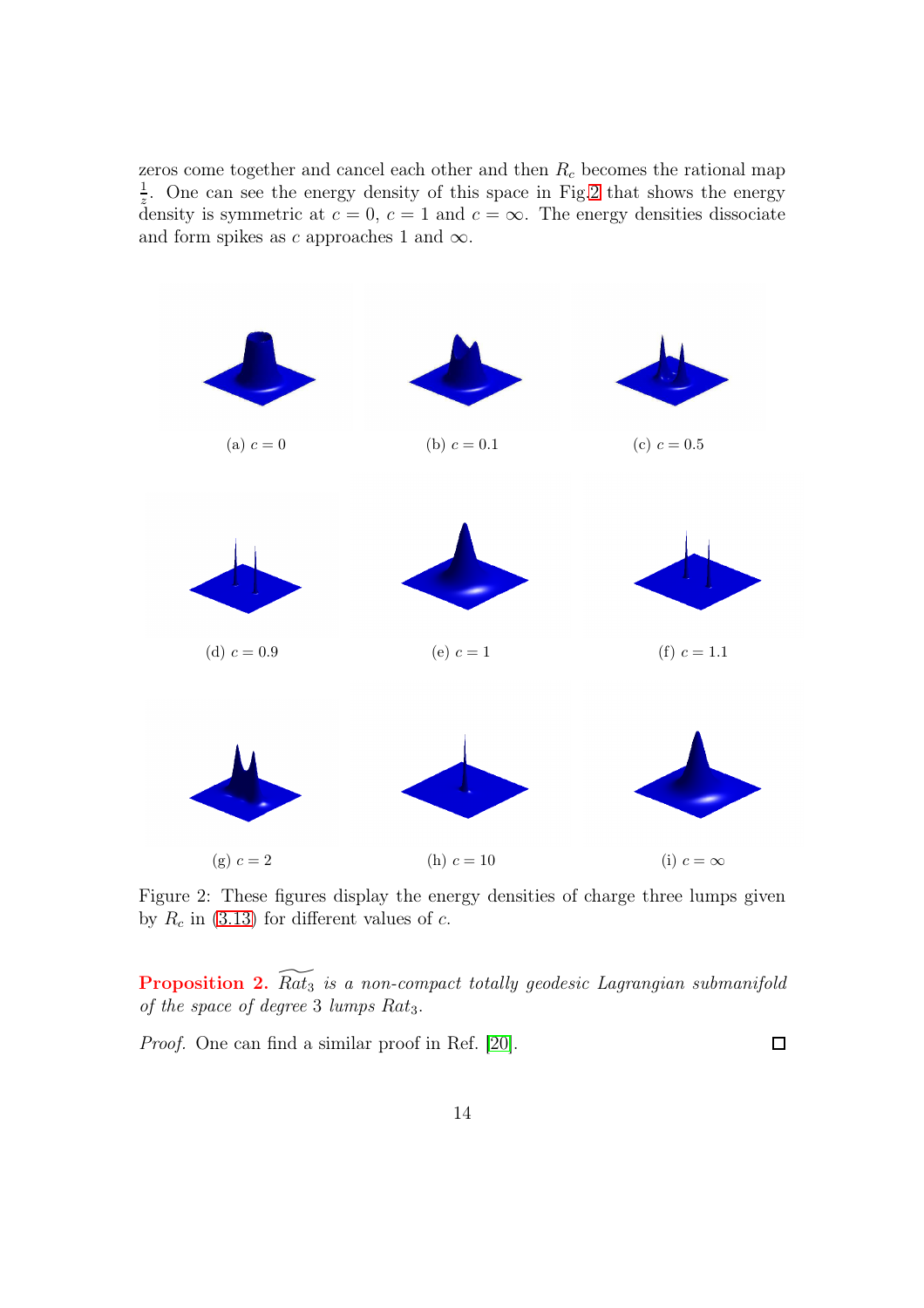zeros come together and cancel each other and then $R_c$ becomes the rational map $\frac{1}{z}$. One can see the energy density of this space in Fig.2 that shows the energy density is symmetric at $c = 0$, $c = 1$ and $c = \infty$. The energy densities dissociate and form spikes as $c$ approaches 1 and $\infty$.

(a) $c = 0$

(b) $c = 0.1$

(c) $c = 0.5$

(d) $c = 0.9$

(e) $c = 1$

(f) $c = 1.1$

(g) $c = 2$

(h) $c = 10$

(i) $c = \infty$

Figure 2: These figures display the energy densities of charge three lumps given by $R_c$ in (3.13) for different values of $c$.

**Proposition 2.** *$\widetilde{Rat_3}$ is a non-compact totally geodesic Lagrangian submanifold of the space of degree 3 lumps $Rat_3$.*

*Proof.* One can find a similar proof in Ref. [20]. □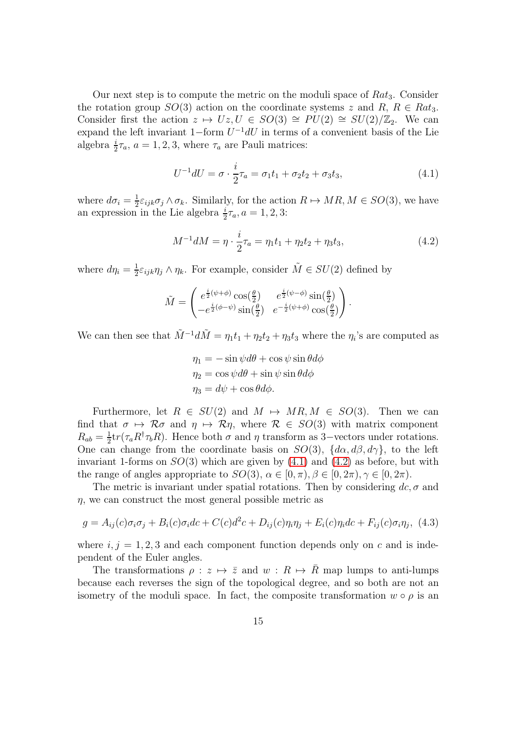Our next step is to compute the metric on the moduli space of $Rat_3$. Consider the rotation group $SO(3)$ action on the coordinate systems $z$ and $R$, $R \in Rat_3$. Consider first the action $z \mapsto Uz, U \in SO(3) \cong PU(2) \cong SU(2)/\mathbb{Z}_2$. We can expand the left invariant 1−form $U^{-1}dU$ in terms of a convenient basis of the Lie algebra $\frac{i}{2}\tau_a$, $a = 1, 2, 3$, where $\tau_a$ are Pauli matrices:

$$U^{-1}dU = \sigma \cdot \frac{i}{2}\tau_a = \sigma_1 t_1 + \sigma_2 t_2 + \sigma_3 t_3, \tag{4.1}$$

where $d\sigma_i = \frac{1}{2}\varepsilon_{ijk}\sigma_j \wedge \sigma_k$. Similarly, for the action $R \mapsto MR, M \in SO(3)$, we have an expression in the Lie algebra $\frac{i}{2}\tau_a, a = 1, 2, 3$:

$$M^{-1}dM = \eta \cdot \frac{i}{2}\tau_a = \eta_1 t_1 + \eta_2 t_2 + \eta_3 t_3, \tag{4.2}$$

where $d\eta_i = \frac{1}{2}\varepsilon_{ijk}\eta_j \wedge \eta_k$. For example, consider $\tilde{M} \in SU(2)$ defined by

$$\tilde{M} = \begin{pmatrix} e^{\frac{i}{2}(\psi+\phi)}\cos(\frac{\theta}{2}) & e^{\frac{i}{2}(\psi-\phi)}\sin(\frac{\theta}{2}) \\ -e^{\frac{i}{2}(\phi-\psi)}\sin(\frac{\theta}{2}) & e^{-\frac{i}{2}(\psi+\phi)}\cos(\frac{\theta}{2}) \end{pmatrix}.$$

We can then see that $\tilde{M}^{-1}d\tilde{M} = \eta_1 t_1 + \eta_2 t_2 + \eta_3 t_3$ where the $\eta_i$'s are computed as

$$\begin{aligned} \eta_1 &= -\sin\psi d\theta + \cos\psi \sin\theta d\phi \\ \eta_2 &= \cos\psi d\theta + \sin\psi \sin\theta d\phi \\ \eta_3 &= d\psi + \cos\theta d\phi. \end{aligned}$$

Furthermore, let $R \in SU(2)$ and $M \mapsto MR, M \in SO(3)$. Then we can find that $\sigma \mapsto \mathcal{R}\sigma$ and $\eta \mapsto \mathcal{R}\eta$, where $\mathcal{R} \in SO(3)$ with matrix component $R_{ab} = \frac{1}{2}\mathrm{tr}(\tau_a R^\dagger \tau_b R)$. Hence both $\sigma$ and $\eta$ transform as 3−vectors under rotations. One can change from the coordinate basis on $SO(3)$, $\{d\alpha, d\beta, d\gamma\}$, to the left invariant 1-forms on $SO(3)$ which are given by (4.1) and (4.2) as before, but with the range of angles appropriate to $SO(3)$, $\alpha \in [0, \pi), \beta \in [0, 2\pi), \gamma \in [0, 2\pi)$.

The metric is invariant under spatial rotations. Then by considering $dc, \sigma$ and $\eta$, we can construct the most general possible metric as

$$g = A_{ij}(c)\sigma_i\sigma_j + B_i(c)\sigma_i dc + C(c)d^2c + D_{ij}(c)\eta_i\eta_j + E_i(c)\eta_i dc + F_{ij}(c)\sigma_i\eta_j, \tag{4.3}$$

where $i, j = 1, 2, 3$ and each component function depends only on $c$ and is independent of the Euler angles.

The transformations $\rho : z \mapsto \bar{z}$ and $w : R \mapsto \bar{R}$ map lumps to anti-lumps because each reverses the sign of the topological degree, and so both are not an isometry of the moduli space. In fact, the composite transformation $w \circ \rho$ is an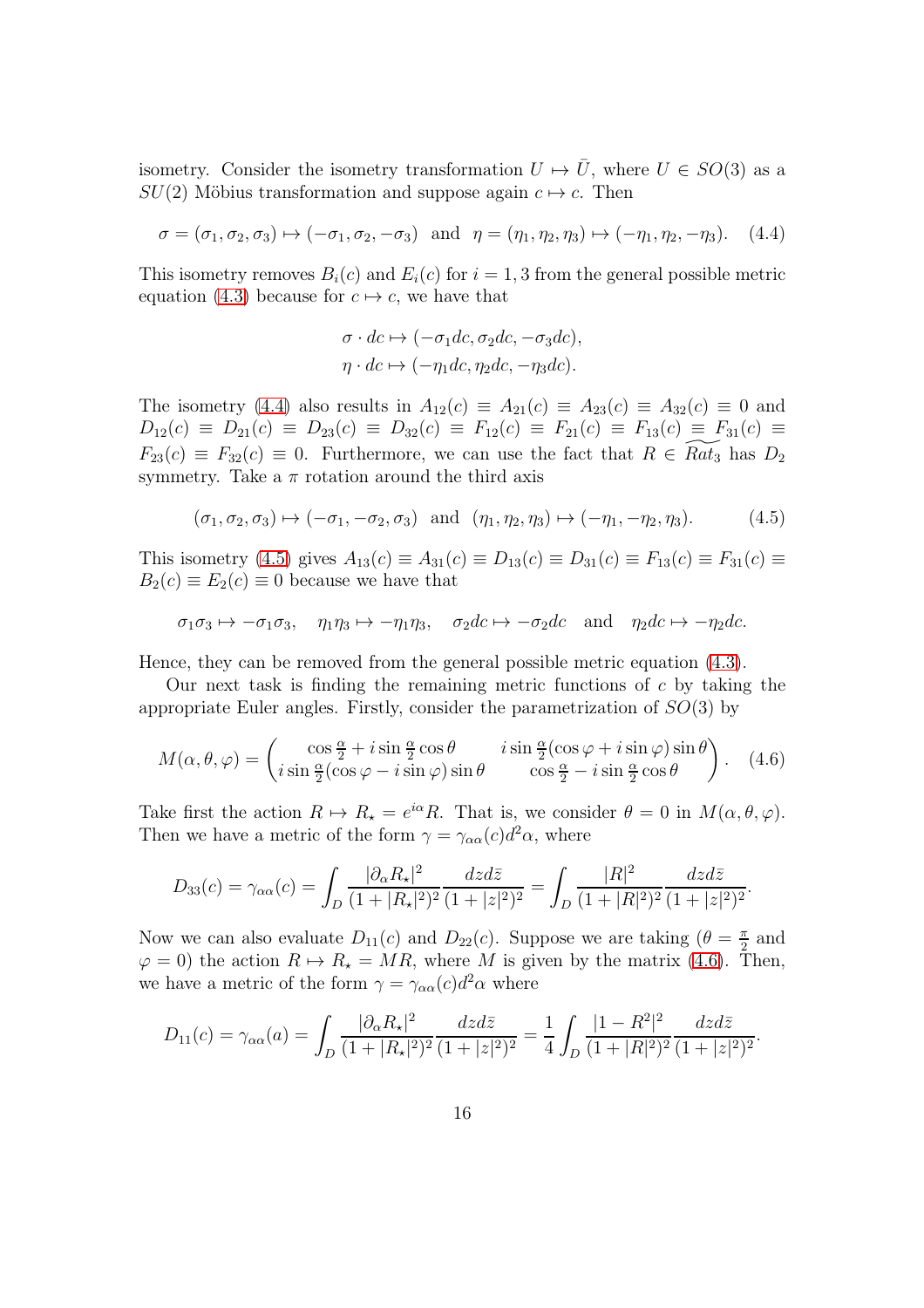isometry. Consider the isometry transformation $U \mapsto \bar{U}$, where $U \in SO(3)$ as a $SU(2)$ Möbius transformation and suppose again $c \mapsto c$. Then

$$\sigma = (\sigma_1, \sigma_2, \sigma_3) \mapsto (-\sigma_1, \sigma_2, -\sigma_3) \;\; \text{and} \;\; \eta = (\eta_1, \eta_2, \eta_3) \mapsto (-\eta_1, \eta_2, -\eta_3). \tag{4.4}$$

This isometry removes $B_i(c)$ and $E_i(c)$ for $i = 1, 3$ from the general possible metric equation (4.3) because for $c \mapsto c$, we have that

$$\sigma \cdot dc \mapsto (-\sigma_1 dc, \sigma_2 dc, -\sigma_3 dc),$$
$$\eta \cdot dc \mapsto (-\eta_1 dc, \eta_2 dc, -\eta_3 dc).$$

The isometry (4.4) also results in $A_{12}(c) \equiv A_{21}(c) \equiv A_{23}(c) \equiv A_{32}(c) \equiv 0$ and $D_{12}(c) \equiv D_{21}(c) \equiv D_{23}(c) \equiv D_{32}(c) \equiv F_{12}(c) \equiv F_{21}(c) \equiv F_{13}(c) \equiv F_{31}(c) \equiv F_{23}(c) \equiv F_{32}(c) \equiv 0$. Furthermore, we can use the fact that $R \in \widetilde{Rat_3}$ has $D_2$ symmetry. Take a $\pi$ rotation around the third axis

$$(\sigma_1, \sigma_2, \sigma_3) \mapsto (-\sigma_1, -\sigma_2, \sigma_3) \;\; \text{and} \;\; (\eta_1, \eta_2, \eta_3) \mapsto (-\eta_1, -\eta_2, \eta_3). \tag{4.5}$$

This isometry (4.5) gives $A_{13}(c) \equiv A_{31}(c) \equiv D_{13}(c) \equiv D_{31}(c) \equiv F_{13}(c) \equiv F_{31}(c) \equiv B_2(c) \equiv E_2(c) \equiv 0$ because we have that

$$\sigma_1\sigma_3 \mapsto -\sigma_1\sigma_3, \quad \eta_1\eta_3 \mapsto -\eta_1\eta_3, \quad \sigma_2 dc \mapsto -\sigma_2 dc \quad \text{and} \quad \eta_2 dc \mapsto -\eta_2 dc.$$

Hence, they can be removed from the general possible metric equation (4.3).

Our next task is finding the remaining metric functions of $c$ by taking the appropriate Euler angles. Firstly, consider the parametrization of $SO(3)$ by

$$M(\alpha, \theta, \varphi) = \begin{pmatrix} \cos\frac{\alpha}{2} + i\sin\frac{\alpha}{2}\cos\theta & i\sin\frac{\alpha}{2}(\cos\varphi + i\sin\varphi)\sin\theta \\ i\sin\frac{\alpha}{2}(\cos\varphi - i\sin\varphi)\sin\theta & \cos\frac{\alpha}{2} - i\sin\frac{\alpha}{2}\cos\theta \end{pmatrix}. \tag{4.6}$$

Take first the action $R \mapsto R_\star = e^{i\alpha}R$. That is, we consider $\theta = 0$ in $M(\alpha, \theta, \varphi)$. Then we have a metric of the form $\gamma = \gamma_{\alpha\alpha}(c)d^2\alpha$, where

$$D_{33}(c) = \gamma_{\alpha\alpha}(c) = \int_D \frac{|\partial_\alpha R_\star|^2}{(1+|R_\star|^2)^2}\frac{dzd\bar{z}}{(1+|z|^2)^2} = \int_D \frac{|R|^2}{(1+|R|^2)^2}\frac{dzd\bar{z}}{(1+|z|^2)^2}.$$

Now we can also evaluate $D_{11}(c)$ and $D_{22}(c)$. Suppose we are taking ($\theta = \frac{\pi}{2}$ and $\varphi = 0$) the action $R \mapsto R_\star = MR$, where $M$ is given by the matrix (4.6). Then, we have a metric of the form $\gamma = \gamma_{\alpha\alpha}(c)d^2\alpha$ where

$$D_{11}(c) = \gamma_{\alpha\alpha}(a) = \int_D \frac{|\partial_\alpha R_\star|^2}{(1+|R_\star|^2)^2}\frac{dzd\bar{z}}{(1+|z|^2)^2} = \frac{1}{4}\int_D \frac{|1-R^2|^2}{(1+|R|^2)^2}\frac{dzd\bar{z}}{(1+|z|^2)^2}.$$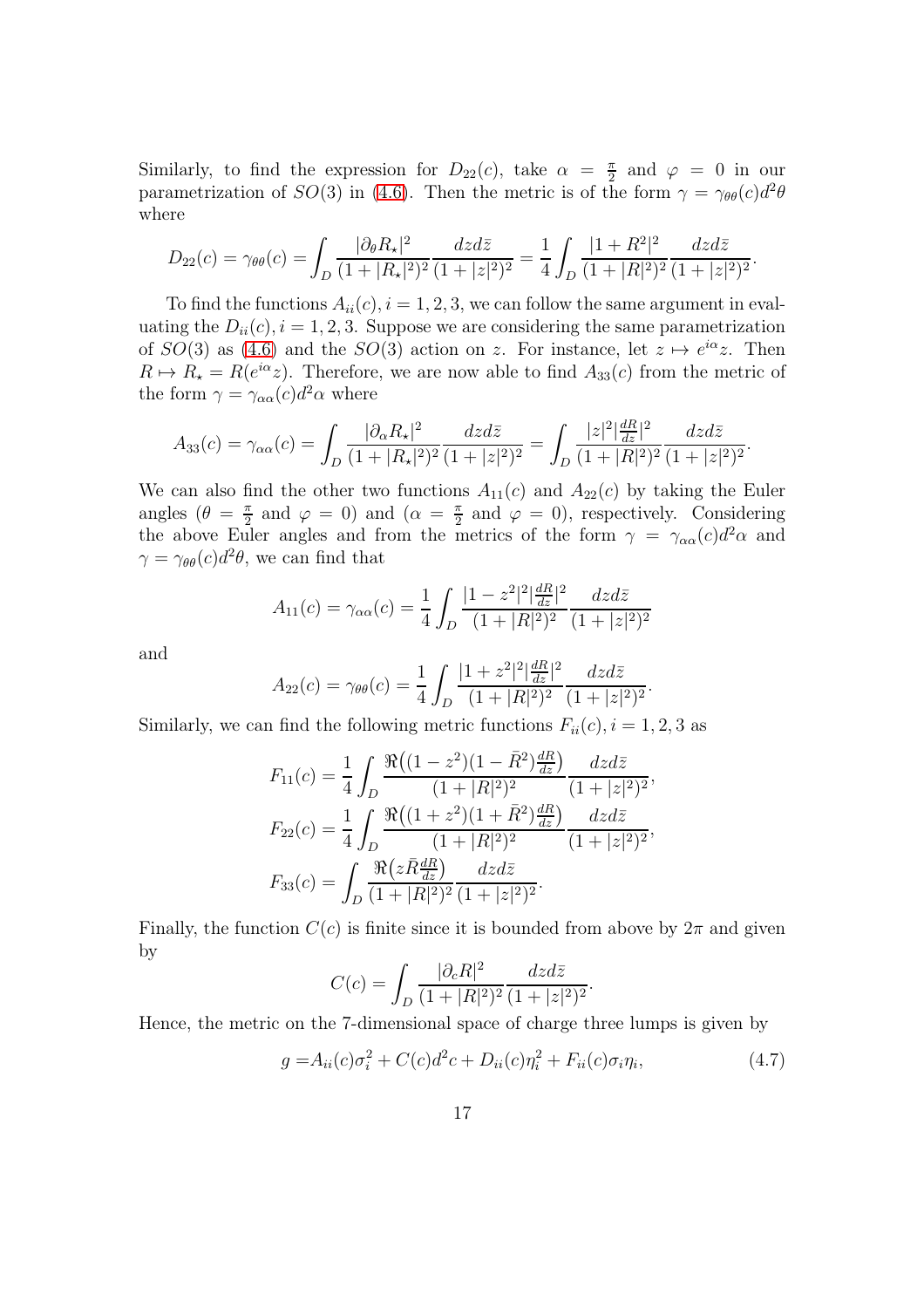Similarly, to find the expression for $D_{22}(c)$, take $\alpha = \frac{\pi}{2}$ and $\varphi = 0$ in our parametrization of $SO(3)$ in (4.6). Then the metric is of the form $\gamma = \gamma_{\theta\theta}(c)d^2\theta$ where

$$D_{22}(c) = \gamma_{\theta\theta}(c) = \int_D \frac{|\partial_\theta R_\star|^2}{(1+|R_\star|^2)^2}\frac{dzd\bar{z}}{(1+|z|^2)^2} = \frac{1}{4}\int_D \frac{|1+R^2|^2}{(1+|R|^2)^2}\frac{dzd\bar{z}}{(1+|z|^2)^2}.$$

To find the functions $A_{ii}(c), i = 1, 2, 3$, we can follow the same argument in evaluating the $D_{ii}(c), i = 1, 2, 3$. Suppose we are considering the same parametrization of $SO(3)$ as (4.6) and the $SO(3)$ action on $z$. For instance, let $z \mapsto e^{i\alpha}z$. Then $R \mapsto R_\star = R(e^{i\alpha}z)$. Therefore, we are now able to find $A_{33}(c)$ from the metric of the form $\gamma = \gamma_{\alpha\alpha}(c)d^2\alpha$ where

$$A_{33}(c) = \gamma_{\alpha\alpha}(c) = \int_D \frac{|\partial_\alpha R_\star|^2}{(1+|R_\star|^2)^2}\frac{dzd\bar{z}}{(1+|z|^2)^2} = \int_D \frac{|z|^2|\frac{dR}{dz}|^2}{(1+|R|^2)^2}\frac{dzd\bar{z}}{(1+|z|^2)^2}.$$

We can also find the other two functions $A_{11}(c)$ and $A_{22}(c)$ by taking the Euler angles ($\theta = \frac{\pi}{2}$ and $\varphi = 0$) and ($\alpha = \frac{\pi}{2}$ and $\varphi = 0$), respectively. Considering the above Euler angles and from the metrics of the form $\gamma = \gamma_{\alpha\alpha}(c)d^2\alpha$ and $\gamma = \gamma_{\theta\theta}(c)d^2\theta$, we can find that

$$A_{11}(c) = \gamma_{\alpha\alpha}(c) = \frac{1}{4}\int_D \frac{|1-z^2|^2|\frac{dR}{dz}|^2}{(1+|R|^2)^2}\frac{dzd\bar{z}}{(1+|z|^2)^2}$$

and

$$A_{22}(c) = \gamma_{\theta\theta}(c) = \frac{1}{4}\int_D \frac{|1+z^2|^2|\frac{dR}{dz}|^2}{(1+|R|^2)^2}\frac{dzd\bar{z}}{(1+|z|^2)^2}.$$

Similarly, we can find the following metric functions $F_{ii}(c), i = 1, 2, 3$ as

$$F_{11}(c) = \frac{1}{4}\int_D \frac{\Re\big((1-z^2)(1-\bar{R}^2)\frac{dR}{dz}\big)}{(1+|R|^2)^2}\frac{dzd\bar{z}}{(1+|z|^2)^2},$$
$$F_{22}(c) = \frac{1}{4}\int_D \frac{\Re\big((1+z^2)(1+\bar{R}^2)\frac{dR}{dz}\big)}{(1+|R|^2)^2}\frac{dzd\bar{z}}{(1+|z|^2)^2},$$
$$F_{33}(c) = \int_D \frac{\Re\big(z\bar{R}\frac{dR}{dz}\big)}{(1+|R|^2)^2}\frac{dzd\bar{z}}{(1+|z|^2)^2}.$$

Finally, the function $C(c)$ is finite since it is bounded from above by $2\pi$ and given by

$$C(c) = \int_D \frac{|\partial_c R|^2}{(1+|R|^2)^2}\frac{dzd\bar{z}}{(1+|z|^2)^2}.$$

Hence, the metric on the 7-dimensional space of charge three lumps is given by

$$g = A_{ii}(c)\sigma_i^2 + C(c)d^2c + D_{ii}(c)\eta_i^2 + F_{ii}(c)\sigma_i\eta_i, \tag{4.7}$$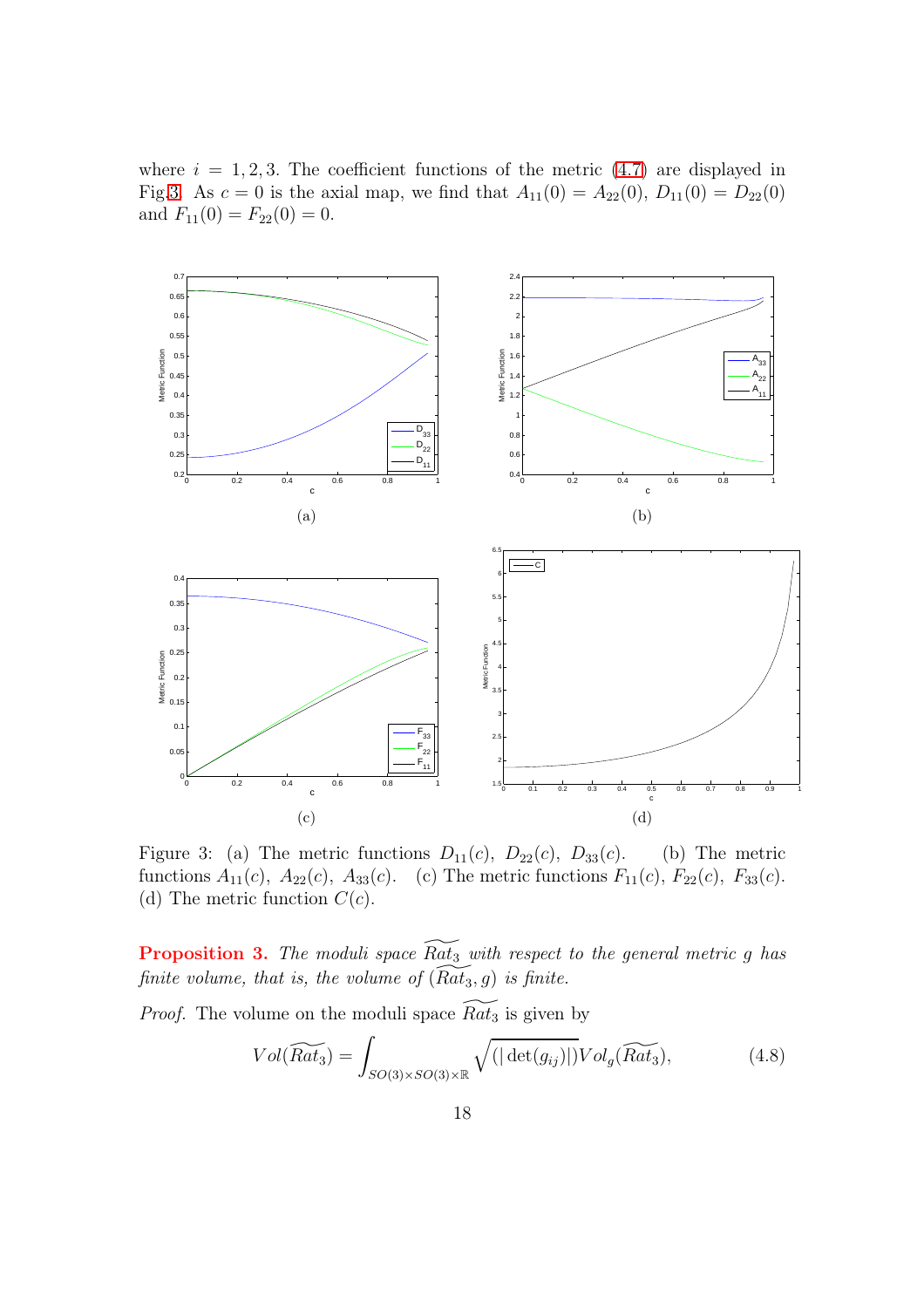where $i = 1, 2, 3$. The coefficient functions of the metric (4.7) are displayed in Fig.3. As $c = 0$ is the axial map, we find that $A_{11}(0) = A_{22}(0)$, $D_{11}(0) = D_{22}(0)$ and $F_{11}(0) = F_{22}(0) = 0$.

Figure 3: (a) The metric functions $D_{11}(c)$, $D_{22}(c)$, $D_{33}(c)$. (b) The metric functions $A_{11}(c)$, $A_{22}(c)$, $A_{33}(c)$. (c) The metric functions $F_{11}(c)$, $F_{22}(c)$, $F_{33}(c)$. (d) The metric function $C(c)$.

**Proposition 3.** *The moduli space $\widetilde{Rat_3}$ with respect to the general metric $g$ has finite volume, that is, the volume of $(\widetilde{Rat_3}, g)$ is finite.*

*Proof.* The volume on the moduli space $\widetilde{Rat_3}$ is given by

$$Vol(\widetilde{Rat_3}) = \int_{SO(3)\times SO(3)\times\mathbb{R}} \sqrt{(|\det(g_{ij})|)} Vol_g(\widetilde{Rat_3}), \tag{4.8}$$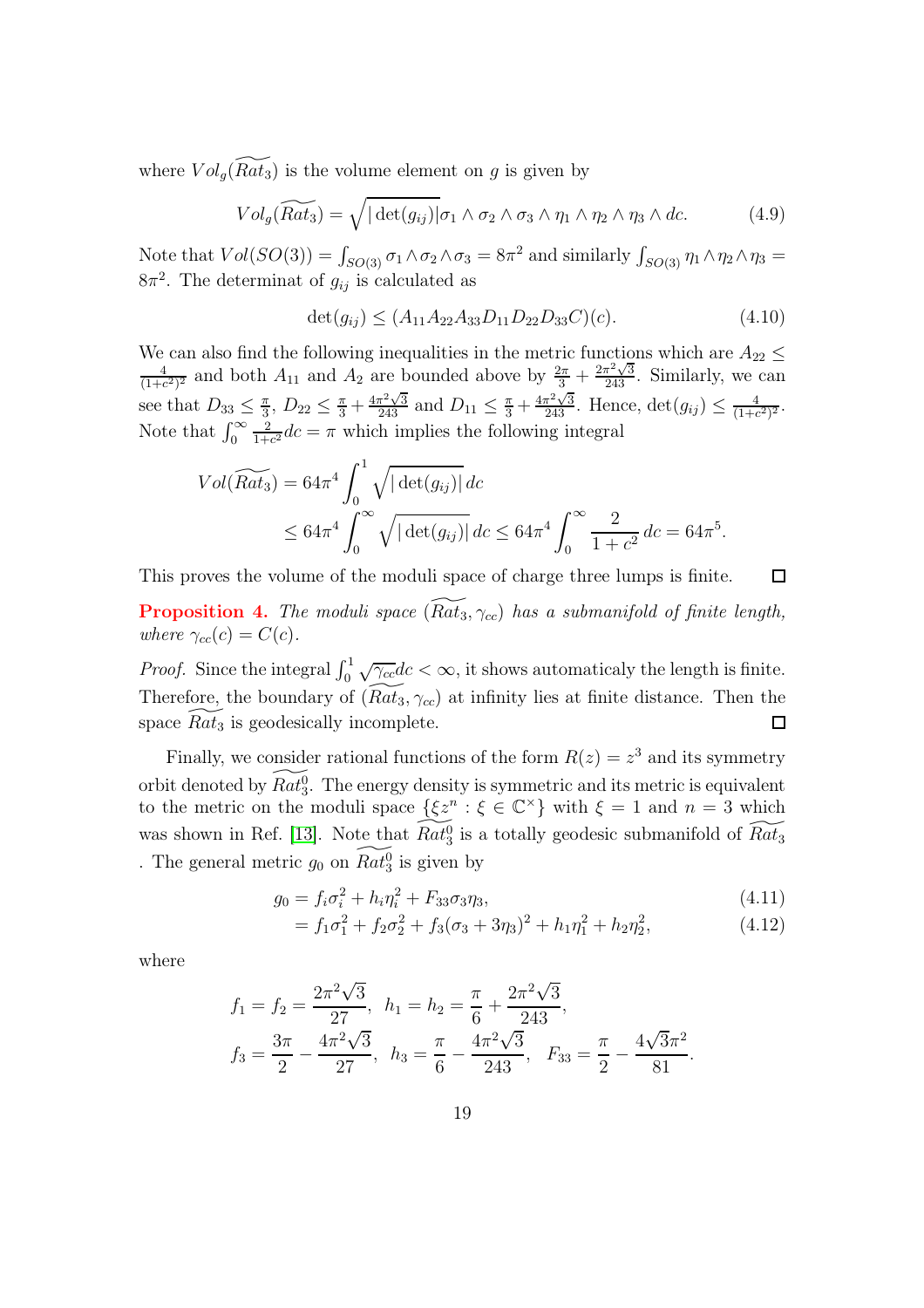where $Vol_g(\widetilde{Rat_3})$ is the volume element on $g$ is given by

$$Vol_g(\widetilde{Rat_3}) = \sqrt{|\det(g_{ij})|}\sigma_1 \wedge \sigma_2 \wedge \sigma_3 \wedge \eta_1 \wedge \eta_2 \wedge \eta_3 \wedge dc. \tag{4.9}$$

Note that $Vol(SO(3)) = \int_{SO(3)} \sigma_1 \wedge \sigma_2 \wedge \sigma_3 = 8\pi^2$ and similarly $\int_{SO(3)} \eta_1 \wedge \eta_2 \wedge \eta_3 = 8\pi^2$. The determinat of $g_{ij}$ is calculated as

$$\det(g_{ij}) \leq (A_{11}A_{22}A_{33}D_{11}D_{22}D_{33}C)(c). \tag{4.10}$$

We can also find the following inequalities in the metric functions which are $A_{22} \leq \frac{4}{(1+c^2)^2}$ and both $A_{11}$ and $A_2$ are bounded above by $\frac{2\pi}{3} + \frac{2\pi^2\sqrt{3}}{243}$. Similarly, we can see that $D_{33} \leq \frac{\pi}{3}$, $D_{22} \leq \frac{\pi}{3} + \frac{4\pi^2\sqrt{3}}{243}$ and $D_{11} \leq \frac{\pi}{3} + \frac{4\pi^2\sqrt{3}}{243}$. Hence, $\det(g_{ij}) \leq \frac{4}{(1+c^2)^2}$. Note that $\int_0^\infty \frac{2}{1+c^2}dc = \pi$ which implies the following integral

$$\begin{aligned} Vol(\widetilde{Rat_3}) &= 64\pi^4 \int_0^1 \sqrt{|\det(g_{ij})|}\, dc \\ &\leq 64\pi^4 \int_0^\infty \sqrt{|\det(g_{ij})|}\, dc \leq 64\pi^4 \int_0^\infty \frac{2}{1+c^2}\, dc = 64\pi^5. \end{aligned}$$

This proves the volume of the moduli space of charge three lumps is finite. □

**Proposition 4.** *The moduli space $(\widetilde{Rat_3}, \gamma_{cc})$ has a submanifold of finite length, where $\gamma_{cc}(c) = C(c)$.*

*Proof.* Since the integral $\int_0^1 \sqrt{\gamma_{cc}}dc < \infty$, it shows automaticaly the length is finite. Therefore, the boundary of $(\widetilde{Rat_3}, \gamma_{cc})$ at infinity lies at finite distance. Then the space $\widetilde{Rat_3}$ is geodesically incomplete. □

Finally, we consider rational functions of the form $R(z) = z^3$ and its symmetry orbit denoted by $\widetilde{Rat_3^0}$. The energy density is symmetric and its metric is equivalent to the metric on the moduli space $\{\xi z^n : \xi \in \mathbb{C}^\times\}$ with $\xi = 1$ and $n = 3$ which was shown in Ref. [13]. Note that $\widetilde{Rat_3^0}$ is a totally geodesic submanifold of $\widetilde{Rat_3}$ . The general metric $g_0$ on $\widetilde{Rat_3^0}$ is given by

$$g_0 = f_i\sigma_i^2 + h_i\eta_i^2 + F_{33}\sigma_3\eta_3, \tag{4.11}$$

$$= f_1\sigma_1^2 + f_2\sigma_2^2 + f_3(\sigma_3 + 3\eta_3)^2 + h_1\eta_1^2 + h_2\eta_2^2, \tag{4.12}$$

where

$$f_1 = f_2 = \frac{2\pi^2\sqrt{3}}{27}, \;\; h_1 = h_2 = \frac{\pi}{6} + \frac{2\pi^2\sqrt{3}}{243},$$
$$f_3 = \frac{3\pi}{2} - \frac{4\pi^2\sqrt{3}}{27}, \;\; h_3 = \frac{\pi}{6} - \frac{4\pi^2\sqrt{3}}{243}, \;\; F_{33} = \frac{\pi}{2} - \frac{4\sqrt{3}\pi^2}{81}.$$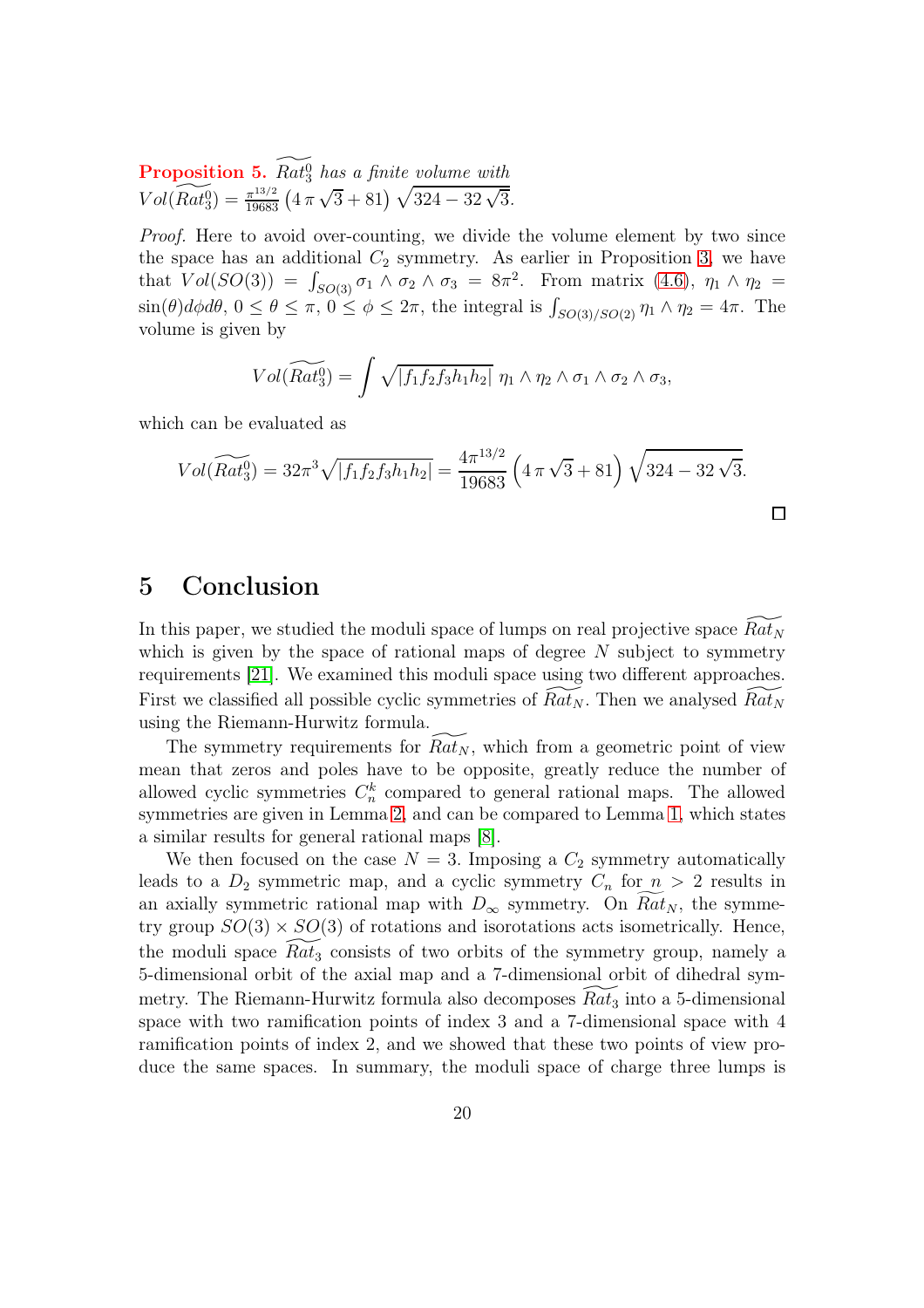**Proposition 5.** *$\widetilde{Rat}_3^0$ has a finite volume with* $Vol(\widetilde{Rat}_3^0) = \frac{\pi^{13/2}}{19683}\left(4\,\pi\,\sqrt{3}+81\right)\sqrt{324-32\,\sqrt{3}}$.

*Proof.* Here to avoid over-counting, we divide the volume element by two since the space has an additional $C_2$ symmetry. As earlier in Proposition 3, we have that $Vol(SO(3)) = \int_{SO(3)} \sigma_1 \wedge \sigma_2 \wedge \sigma_3 = 8\pi^2$. From matrix (4.6), $\eta_1 \wedge \eta_2 = \sin(\theta) d\phi d\theta$, $0 \leq \theta \leq \pi$, $0 \leq \phi \leq 2\pi$, the integral is $\int_{SO(3)/SO(2)} \eta_1 \wedge \eta_2 = 4\pi$. The volume is given by

$$Vol(\widetilde{Rat}_3^0) = \int \sqrt{|f_1 f_2 f_3 h_1 h_2|}\ \eta_1 \wedge \eta_2 \wedge \sigma_1 \wedge \sigma_2 \wedge \sigma_3,$$

which can be evaluated as

$$Vol(\widetilde{Rat}_3^0) = 32\pi^3 \sqrt{|f_1 f_2 f_3 h_1 h_2|} = \frac{4\pi^{13/2}}{19683}\left(4\,\pi\,\sqrt{3}+81\right)\sqrt{324-32\,\sqrt{3}}.$$

□

# 5 Conclusion

In this paper, we studied the moduli space of lumps on real projective space $\widetilde{Rat}_N$ which is given by the space of rational maps of degree $N$ subject to symmetry requirements [21]. We examined this moduli space using two different approaches. First we classified all possible cyclic symmetries of $\widetilde{Rat}_N$. Then we analysed $\widetilde{Rat}_N$ using the Riemann-Hurwitz formula.

The symmetry requirements for $\widetilde{Rat}_N$, which from a geometric point of view mean that zeros and poles have to be opposite, greatly reduce the number of allowed cyclic symmetries $C_n^k$ compared to general rational maps. The allowed symmetries are given in Lemma 2, and can be compared to Lemma 1, which states a similar results for general rational maps [8].

We then focused on the case $N = 3$. Imposing a $C_2$ symmetry automatically leads to a $D_2$ symmetric map, and a cyclic symmetry $C_n$ for $n > 2$ results in an axially symmetric rational map with $D_\infty$ symmetry. On $\widetilde{Rat}_N$, the symmetry group $SO(3) \times SO(3)$ of rotations and isorotations acts isometrically. Hence, the moduli space $\widetilde{Rat}_3$ consists of two orbits of the symmetry group, namely a 5-dimensional orbit of the axial map and a 7-dimensional orbit of dihedral symmetry. The Riemann-Hurwitz formula also decomposes $\widetilde{Rat}_3$ into a 5-dimensional space with two ramification points of index 3 and a 7-dimensional space with 4 ramification points of index 2, and we showed that these two points of view produce the same spaces. In summary, the moduli space of charge three lumps is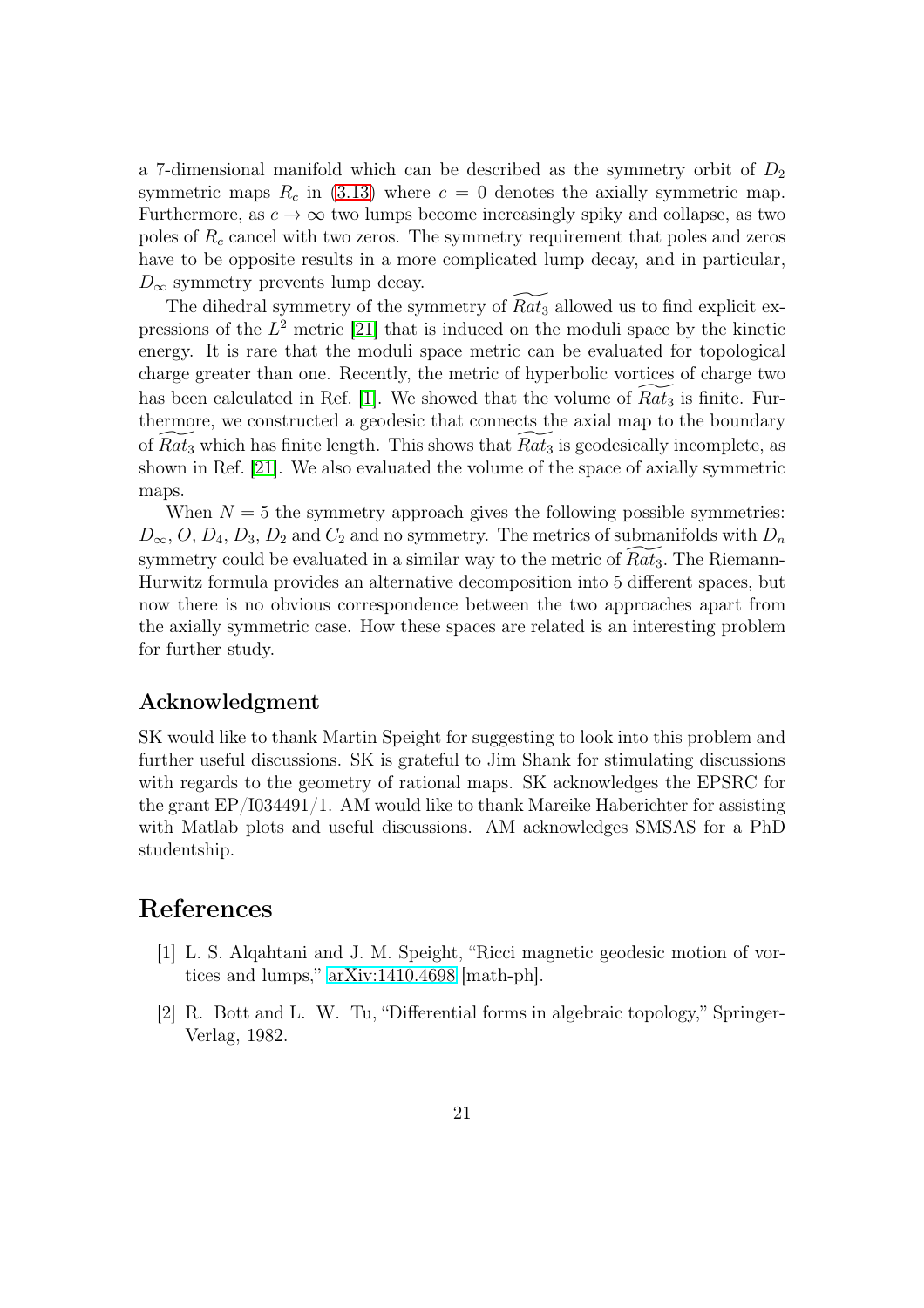a 7-dimensional manifold which can be described as the symmetry orbit of $D_2$ symmetric maps $R_c$ in (3.13) where $c = 0$ denotes the axially symmetric map. Furthermore, as $c \to \infty$ two lumps become increasingly spiky and collapse, as two poles of $R_c$ cancel with two zeros. The symmetry requirement that poles and zeros have to be opposite results in a more complicated lump decay, and in particular, $D_\infty$ symmetry prevents lump decay.

The dihedral symmetry of the symmetry of $\widetilde{Rat}_3$ allowed us to find explicit expressions of the $L^2$ metric [21] that is induced on the moduli space by the kinetic energy. It is rare that the moduli space metric can be evaluated for topological charge greater than one. Recently, the metric of hyperbolic vortices of charge two has been calculated in Ref. [1]. We showed that the volume of $\widetilde{Rat}_3$ is finite. Furthermore, we constructed a geodesic that connects the axial map to the boundary of $\widetilde{Rat}_3$ which has finite length. This shows that $\widetilde{Rat}_3$ is geodesically incomplete, as shown in Ref. [21]. We also evaluated the volume of the space of axially symmetric maps.

When $N = 5$ the symmetry approach gives the following possible symmetries: $D_\infty$, $O$, $D_4$, $D_3$, $D_2$ and $C_2$ and no symmetry. The metrics of submanifolds with $D_n$ symmetry could be evaluated in a similar way to the metric of $\widetilde{Rat}_3$. The Riemann-Hurwitz formula provides an alternative decomposition into 5 different spaces, but now there is no obvious correspondence between the two approaches apart from the axially symmetric case. How these spaces are related is an interesting problem for further study.

## Acknowledgment

SK would like to thank Martin Speight for suggesting to look into this problem and further useful discussions. SK is grateful to Jim Shank for stimulating discussions with regards to the geometry of rational maps. SK acknowledges the EPSRC for the grant EP/I034491/1. AM would like to thank Mareike Haberichter for assisting with Matlab plots and useful discussions. AM acknowledges SMSAS for a PhD studentship.

# References

[1] L. S. Alqahtani and J. M. Speight, "Ricci magnetic geodesic motion of vortices and lumps," arXiv:1410.4698 [math-ph].

[2] R. Bott and L. W. Tu, "Differential forms in algebraic topology," Springer-Verlag, 1982.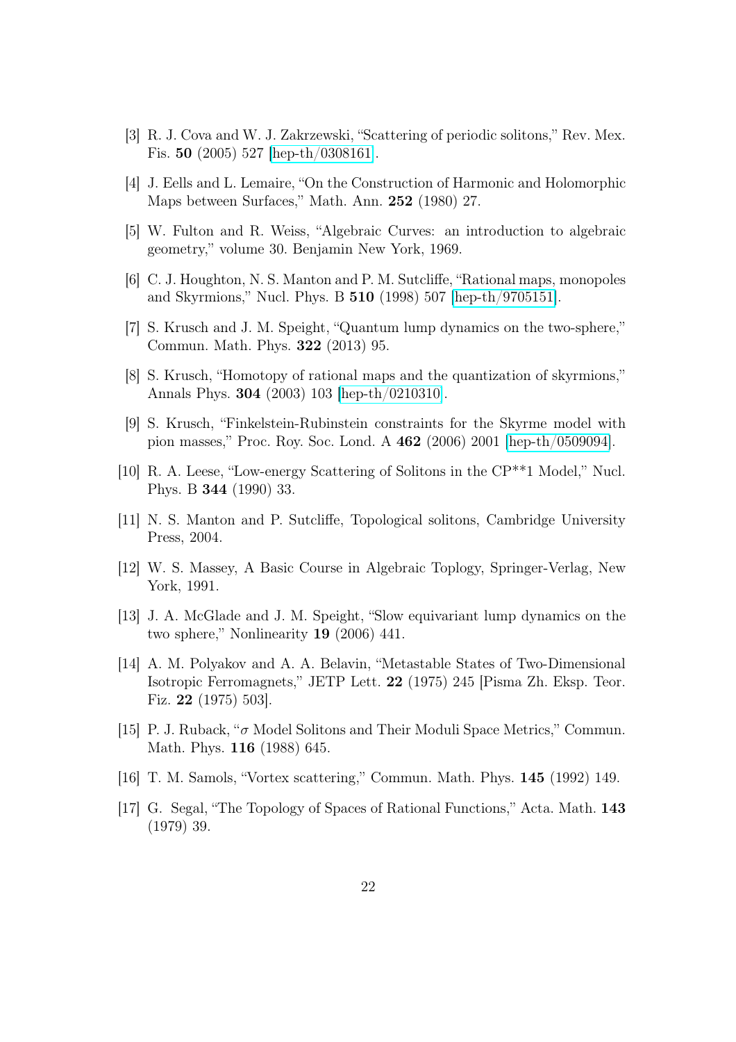[3] R. J. Cova and W. J. Zakrzewski, "Scattering of periodic solitons," Rev. Mex. Fis. **50** (2005) 527 [hep-th/0308161].

[4] J. Eells and L. Lemaire, "On the Construction of Harmonic and Holomorphic Maps between Surfaces," Math. Ann. **252** (1980) 27.

[5] W. Fulton and R. Weiss, "Algebraic Curves: an introduction to algebraic geometry," volume 30. Benjamin New York, 1969.

[6] C. J. Houghton, N. S. Manton and P. M. Sutcliffe, "Rational maps, monopoles and Skyrmions," Nucl. Phys. B **510** (1998) 507 [hep-th/9705151].

[7] S. Krusch and J. M. Speight, "Quantum lump dynamics on the two-sphere," Commun. Math. Phys. **322** (2013) 95.

[8] S. Krusch, "Homotopy of rational maps and the quantization of skyrmions," Annals Phys. **304** (2003) 103 [hep-th/0210310].

[9] S. Krusch, "Finkelstein-Rubinstein constraints for the Skyrme model with pion masses," Proc. Roy. Soc. Lond. A **462** (2006) 2001 [hep-th/0509094].

[10] R. A. Leese, "Low-energy Scattering of Solitons in the CP**1 Model," Nucl. Phys. B **344** (1990) 33.

[11] N. S. Manton and P. Sutcliffe, Topological solitons, Cambridge University Press, 2004.

[12] W. S. Massey, A Basic Course in Algebraic Toplogy, Springer-Verlag, New York, 1991.

[13] J. A. McGlade and J. M. Speight, "Slow equivariant lump dynamics on the two sphere," Nonlinearity **19** (2006) 441.

[14] A. M. Polyakov and A. A. Belavin, "Metastable States of Two-Dimensional Isotropic Ferromagnets," JETP Lett. **22** (1975) 245 [Pisma Zh. Eksp. Teor. Fiz. **22** (1975) 503].

[15] P. J. Ruback, "$\sigma$ Model Solitons and Their Moduli Space Metrics," Commun. Math. Phys. **116** (1988) 645.

[16] T. M. Samols, "Vortex scattering," Commun. Math. Phys. **145** (1992) 149.

[17] G. Segal, "The Topology of Spaces of Rational Functions," Acta. Math. **143** (1979) 39.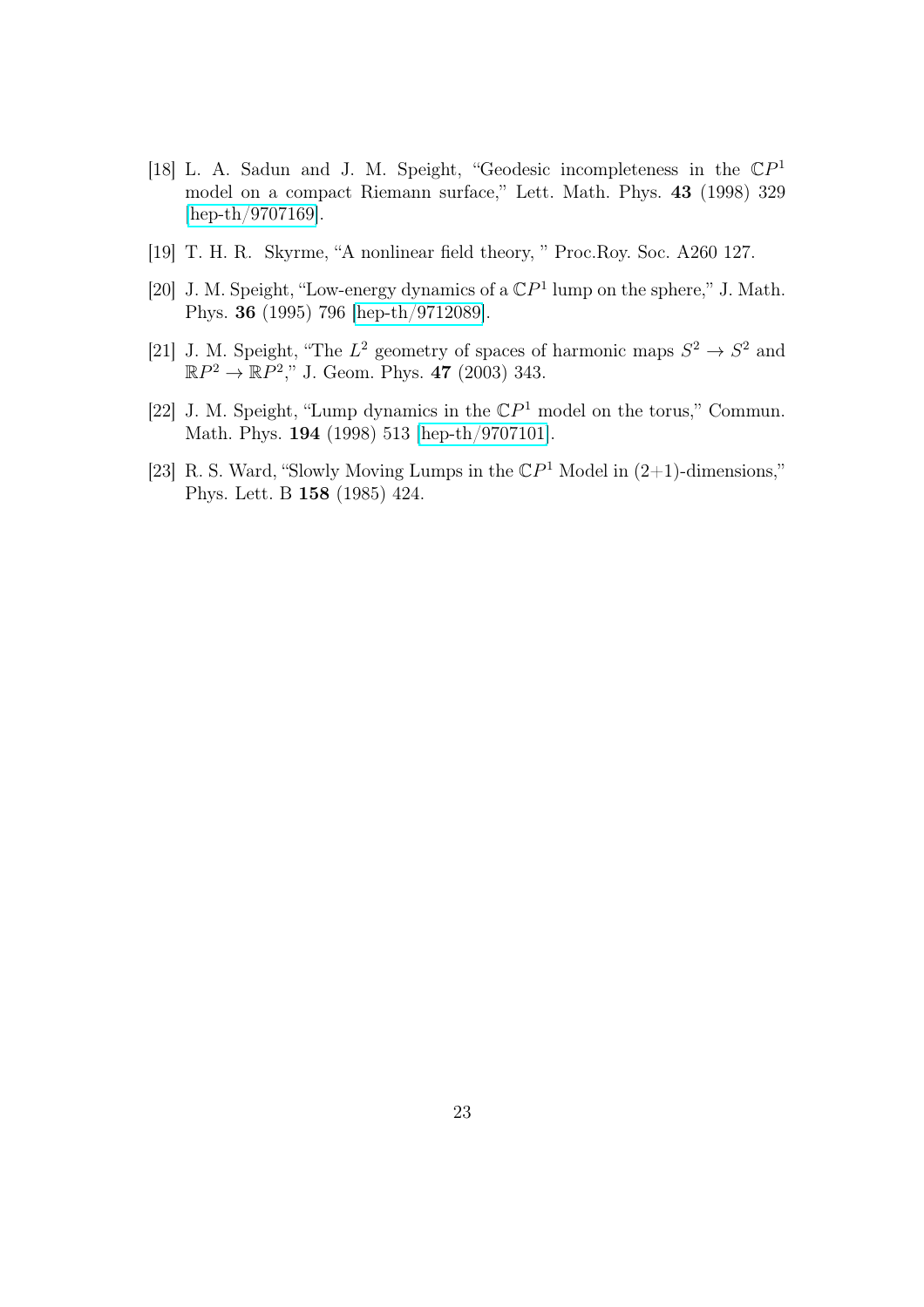[18] L. A. Sadun and J. M. Speight, "Geodesic incompleteness in the $\mathbb{C}P^1$ model on a compact Riemann surface," Lett. Math. Phys. **43** (1998) 329 [hep-th/9707169].

[19] T. H. R. Skyrme, "A nonlinear field theory, " Proc.Roy. Soc. A260 127.

[20] J. M. Speight, "Low-energy dynamics of a $\mathbb{C}P^1$ lump on the sphere," J. Math. Phys. **36** (1995) 796 [hep-th/9712089].

[21] J. M. Speight, "The $L^2$ geometry of spaces of harmonic maps $S^2 \to S^2$ and $\mathbb{R}P^2 \to \mathbb{R}P^2$," J. Geom. Phys. **47** (2003) 343.

[22] J. M. Speight, "Lump dynamics in the $\mathbb{C}P^1$ model on the torus," Commun. Math. Phys. **194** (1998) 513 [hep-th/9707101].

[23] R. S. Ward, "Slowly Moving Lumps in the $\mathbb{C}P^1$ Model in (2+1)-dimensions," Phys. Lett. B **158** (1985) 424.